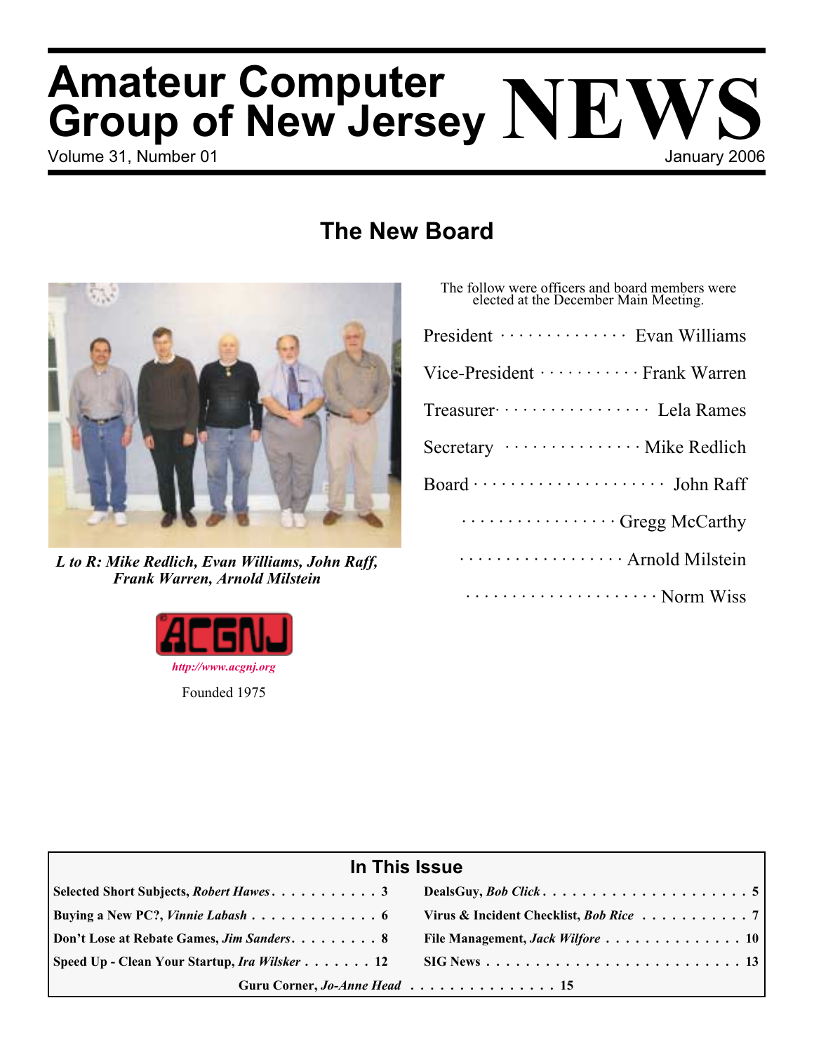# Amateur Computer Group of New Jersey NEWS

Volume 31, Number 01 — January 2006

## The New Board

*L to R: Mike Redlich, Evan Williams, John Raff, Frank Warren, Arnold Milstein*

http://www.acgnj.org

Founded 1975

The follow were officers and board members were elected at the December Main Meeting.

| | |
|---|---|
| President | Evan Williams |
| Vice-President | Frank Warren |
| Treasurer | Lela Rames |
| Secretary | Mike Redlich |
| Board | John Raff |
| | Gregg McCarthy |
| | Arnold Milstein |
| | Norm Wiss |

## In This Issue

| | |
|---|---|
| **Selected Short Subjects, *Robert Hawes*** . . . 3 | **DealsGuy, *Bob Click*** . . . 5 |
| **Buying a New PC?, *Vinnie Labash*** . . . 6 | **Virus & Incident Checklist, *Bob Rice*** . . . 7 |
| **Don't Lose at Rebate Games, *Jim Sanders*** . . . 8 | **File Management, *Jack Wilfore*** . . . 10 |
| **Speed Up - Clean Your Startup, *Ira Wilsker*** . . . 12 | **SIG News** . . . 13 |
| **Guru Corner, *Jo-Anne Head*** . . . 15 | |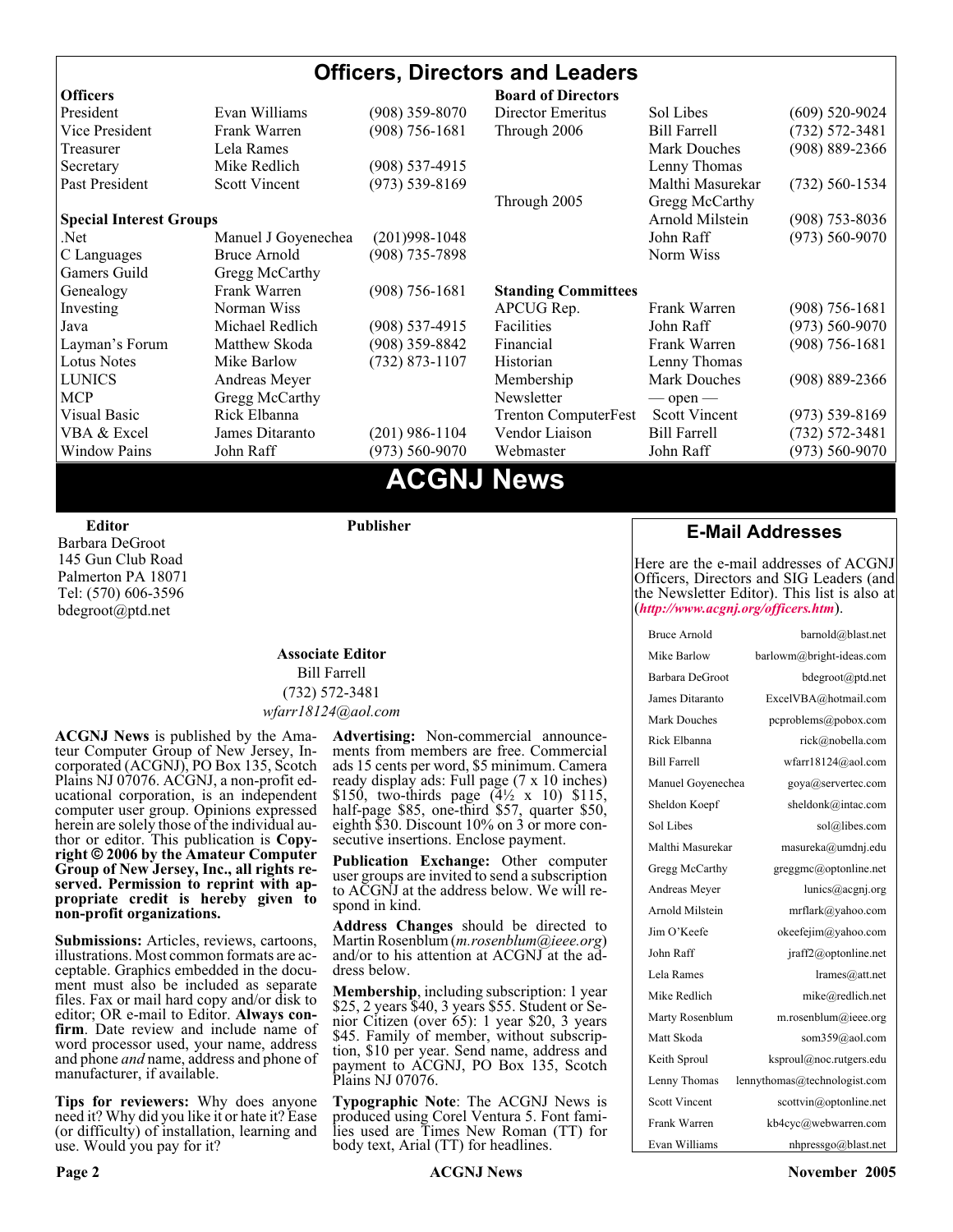## Officers, Directors and Leaders

| Officers | | | Board of Directors | | |
|---|---|---|---|---|---|
| President | Evan Williams | (908) 359-8070 | Director Emeritus | Sol Libes | (609) 520-9024 |
| Vice President | Frank Warren | (908) 756-1681 | Through 2006 | Bill Farrell | (732) 572-3481 |
| Treasurer | Lela Rames | | | Mark Douches | (908) 889-2366 |
| Secretary | Mike Redlich | (908) 537-4915 | | Lenny Thomas | |
| Past President | Scott Vincent | (973) 539-8169 | | Malthi Masurekar | (732) 560-1534 |
| | | | Through 2005 | Gregg McCarthy | |
| **Special Interest Groups** | | | | Arnold Milstein | (908) 753-8036 |
| .Net | Manuel J Goyenechea | (201)998-1048 | | John Raff | (973) 560-9070 |
| C Languages | Bruce Arnold | (908) 735-7898 | | Norm Wiss | |
| Gamers Guild | Gregg McCarthy | | | | |
| Genealogy | Frank Warren | (908) 756-1681 | **Standing Committees** | | |
| Investing | Norman Wiss | | APCUG Rep. | Frank Warren | (908) 756-1681 |
| Java | Michael Redlich | (908) 537-4915 | Facilities | John Raff | (973) 560-9070 |
| Layman's Forum | Matthew Skoda | (908) 359-8842 | Financial | Frank Warren | (908) 756-1681 |
| Lotus Notes | Mike Barlow | (732) 873-1107 | Historian | Lenny Thomas | |
| LUNICS | Andreas Meyer | | Membership | Mark Douches | (908) 889-2366 |
| MCP | Gregg McCarthy | | Newsletter | — open — | |
| Visual Basic | Rick Elbanna | | Trenton ComputerFest | Scott Vincent | (973) 539-8169 |
| VBA & Excel | James Ditaranto | (201) 986-1104 | Vendor Liaison | Bill Farrell | (732) 572-3481 |
| Window Pains | John Raff | (973) 560-9070 | Webmaster | John Raff | (973) 560-9070 |

# ACGNJ News

**Editor**
Barbara DeGroot
145 Gun Club Road
Palmerton PA 18071
Tel: (570) 606-3596
bdegroot@ptd.net

**Publisher**

**Associate Editor**
Bill Farrell
(732) 572-3481
*wfarr18124@aol.com*

**ACGNJ News** is published by the Amateur Computer Group of New Jersey, Incorporated (ACGNJ), PO Box 135, Scotch Plains NJ 07076. ACGNJ, a non-profit educational corporation, is an independent computer user group. Opinions expressed herein are solely those of the individual author or editor. This publication is **Copyright © 2006 by the Amateur Computer Group of New Jersey, Inc., all rights reserved. Permission to reprint with appropriate credit is hereby given to non-profit organizations.**

**Submissions:** Articles, reviews, cartoons, illustrations. Most common formats are acceptable. Graphics embedded in the document must also be included as separate files. Fax or mail hard copy and/or disk to editor; OR e-mail to Editor. **Always confirm**. Date review and include name of word processor used, your name, address and phone *and* name, address and phone of manufacturer, if available.

**Tips for reviewers:** Why does anyone need it? Why did you like it or hate it? Ease (or difficulty) of installation, learning and use. Would you pay for it?

**Advertising:** Non-commercial announcements from members are free. Commercial ads 15 cents per word, $5 minimum. Camera ready display ads: Full page (7 x 10 inches) $150, two-thirds page (4½ x 10) $115, half-page $85, one-third $57, quarter $50, eighth $30. Discount 10% on 3 or more consecutive insertions. Enclose payment.

**Publication Exchange:** Other computer user groups are invited to send a subscription to ACGNJ at the address below. We will respond in kind.

**Address Changes** should be directed to Martin Rosenblum (*m.rosenblum@ieee.org*) and/or to his attention at ACGNJ at the address below.

**Membership**, including subscription: 1 year $25, 2 years $40, 3 years $55. Student or Senior Citizen (over 65): 1 year $20, 3 years $45. Family of member, without subscription, $10 per year. Send name, address and payment to ACGNJ, PO Box 135, Scotch Plains NJ 07076.

**Typographic Note**: The ACGNJ News is produced using Corel Ventura 5. Font families used are Times New Roman (TT) for body text, Arial (TT) for headlines.

## E-Mail Addresses

Here are the e-mail addresses of ACGNJ Officers, Directors and SIG Leaders (and the Newsletter Editor). This list is also at (***http://www.acgnj.org/officers.htm***).

| Name | E-mail |
|---|---|
| Bruce Arnold | barnold@blast.net |
| Mike Barlow | barlowm@bright-ideas.com |
| Barbara DeGroot | bdegroot@ptd.net |
| James Ditaranto | ExcelVBA@hotmail.com |
| Mark Douches | pcproblems@pobox.com |
| Rick Elbanna | rick@nobella.com |
| Bill Farrell | wfarr18124@aol.com |
| Manuel Goyenechea | goya@servertec.com |
| Sheldon Koepf | sheldonk@intac.com |
| Sol Libes | sol@libes.com |
| Malthi Masurekar | masureka@umdnj.edu |
| Gregg McCarthy | greggmc@optonline.net |
| Andreas Meyer | lunics@acgnj.org |
| Arnold Milstein | mrflark@yahoo.com |
| Jim O'Keefe | okeefejim@yahoo.com |
| John Raff | jraff2@optonline.net |
| Lela Rames | lrames@att.net |
| Mike Redlich | mike@redlich.net |
| Marty Rosenblum | m.rosenblum@ieee.org |
| Matt Skoda | som359@aol.com |
| Keith Sproul | ksproul@noc.rutgers.edu |
| Lenny Thomas | lennythomas@technologist.com |
| Scott Vincent | scottvin@optonline.net |
| Frank Warren | kb4cyc@webwarren.com |
| Evan Williams | nhpressgo@blast.net |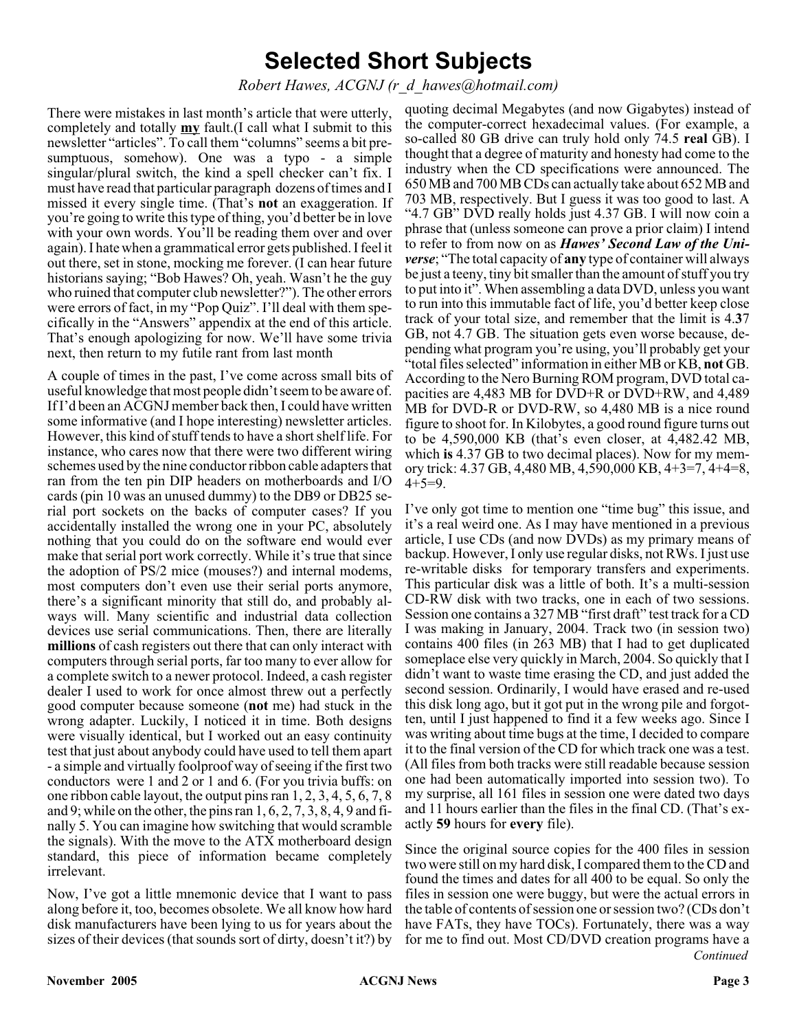# Selected Short Subjects

*Robert Hawes, ACGNJ (r_d_hawes@hotmail.com)*

There were mistakes in last month's article that were utterly, completely and totally **my** fault.(I call what I submit to this newsletter "articles". To call them "columns" seems a bit presumptuous, somehow). One was a typo - a simple singular/plural switch, the kind a spell checker can't fix. I must have read that particular paragraph dozens of times and I missed it every single time. (That's **not** an exaggeration. If you're going to write this type of thing, you'd better be in love with your own words. You'll be reading them over and over again). I hate when a grammatical error gets published. I feel it out there, set in stone, mocking me forever. (I can hear future historians saying; "Bob Hawes? Oh, yeah. Wasn't he the guy who ruined that computer club newsletter?"). The other errors were errors of fact, in my "Pop Quiz". I'll deal with them specifically in the "Answers" appendix at the end of this article. That's enough apologizing for now. We'll have some trivia next, then return to my futile rant from last month

A couple of times in the past, I've come across small bits of useful knowledge that most people didn't seem to be aware of. If I'd been an ACGNJ member back then, I could have written some informative (and I hope interesting) newsletter articles. However, this kind of stuff tends to have a short shelf life. For instance, who cares now that there were two different wiring schemes used by the nine conductor ribbon cable adapters that ran from the ten pin DIP headers on motherboards and I/O cards (pin 10 was an unused dummy) to the DB9 or DB25 serial port sockets on the backs of computer cases? If you accidentally installed the wrong one in your PC, absolutely nothing that you could do on the software end would ever make that serial port work correctly. While it's true that since the adoption of PS/2 mice (mouses?) and internal modems, most computers don't even use their serial ports anymore, there's a significant minority that still do, and probably always will. Many scientific and industrial data collection devices use serial communications. Then, there are literally **millions** of cash registers out there that can only interact with computers through serial ports, far too many to ever allow for a complete switch to a newer protocol. Indeed, a cash register dealer I used to work for once almost threw out a perfectly good computer because someone (**not** me) had stuck in the wrong adapter. Luckily, I noticed it in time. Both designs were visually identical, but I worked out an easy continuity test that just about anybody could have used to tell them apart - a simple and virtually foolproof way of seeing if the first two conductors were 1 and 2 or 1 and 6. (For you trivia buffs: on one ribbon cable layout, the output pins ran 1, 2, 3, 4, 5, 6, 7, 8 and 9; while on the other, the pins ran 1, 6, 2, 7, 3, 8, 4, 9 and finally 5. You can imagine how switching that would scramble the signals). With the move to the ATX motherboard design standard, this piece of information became completely irrelevant.

Now, I've got a little mnemonic device that I want to pass along before it, too, becomes obsolete. We all know how hard disk manufacturers have been lying to us for years about the sizes of their devices (that sounds sort of dirty, doesn't it?) by quoting decimal Megabytes (and now Gigabytes) instead of the computer-correct hexadecimal values. (For example, a so-called 80 GB drive can truly hold only 74.5 **real** GB). I thought that a degree of maturity and honesty had come to the industry when the CD specifications were announced. The 650 MB and 700 MB CDs can actually take about 652 MB and 703 MB, respectively. But I guess it was too good to last. A "4.7 GB" DVD really holds just 4.37 GB. I will now coin a phrase that (unless someone can prove a prior claim) I intend to refer to from now on as ***Hawes' Second Law of the Universe***; "The total capacity of **any** type of container will always be just a teeny, tiny bit smaller than the amount of stuff you try to put into it". When assembling a data DVD, unless you want to run into this immutable fact of life, you'd better keep close track of your total size, and remember that the limit is 4.**37** GB, not 4.7 GB. The situation gets even worse because, depending what program you're using, you'll probably get your "total files selected" information in either MB or KB, **not** GB. According to the Nero Burning ROM program, DVD total capacities are 4,483 MB for DVD+R or DVD+RW, and 4,489 MB for DVD-R or DVD-RW, so 4,480 MB is a nice round figure to shoot for. In Kilobytes, a good round figure turns out to be 4,590,000 KB (that's even closer, at 4,482.42 MB, which **is** 4.37 GB to two decimal places). Now for my memory trick: 4.37 GB, 4,480 MB, 4,590,000 KB, 4+3=7, 4+4=8, 4+5=9.

I've only got time to mention one "time bug" this issue, and it's a real weird one. As I may have mentioned in a previous article, I use CDs (and now DVDs) as my primary means of backup. However, I only use regular disks, not RWs. I just use re-writable disks for temporary transfers and experiments. This particular disk was a little of both. It's a multi-session CD-RW disk with two tracks, one in each of two sessions. Session one contains a 327 MB "first draft" test track for a CD I was making in January, 2004. Track two (in session two) contains 400 files (in 263 MB) that I had to get duplicated someplace else very quickly in March, 2004. So quickly that I didn't want to waste time erasing the CD, and just added the second session. Ordinarily, I would have erased and re-used this disk long ago, but it got put in the wrong pile and forgotten, until I just happened to find it a few weeks ago. Since I was writing about time bugs at the time, I decided to compare it to the final version of the CD for which track one was a test. (All files from both tracks were still readable because session one had been automatically imported into session two). To my surprise, all 161 files in session one were dated two days and 11 hours earlier than the files in the final CD. (That's exactly **59** hours for **every** file).

Since the original source copies for the 400 files in session two were still on my hard disk, I compared them to the CD and found the times and dates for all 400 to be equal. So only the files in session one were buggy, but were the actual errors in the table of contents of session one or session two? (CDs don't have FATs, they have TOCs). Fortunately, there was a way for me to find out. Most CD/DVD creation programs have a

*Continued*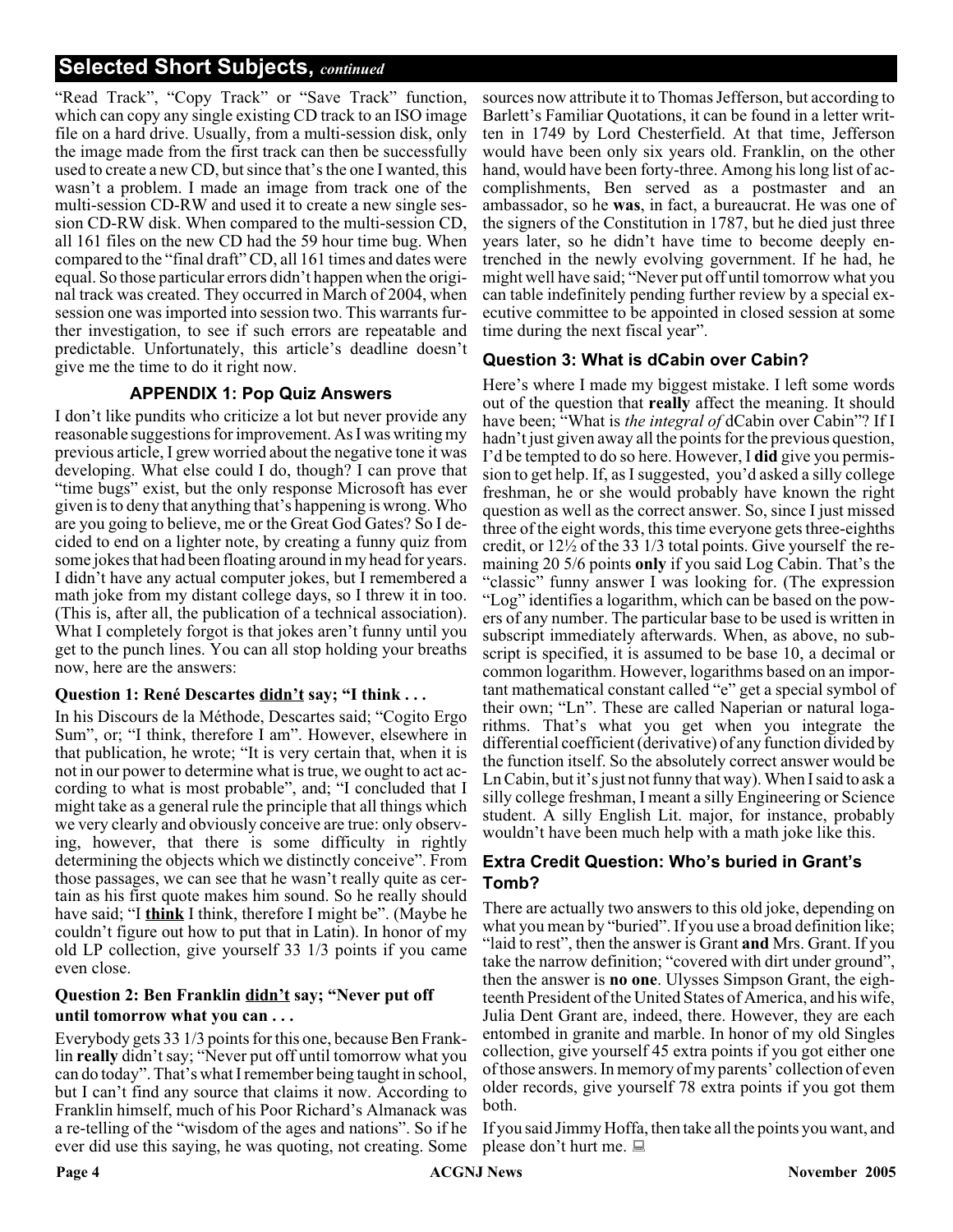## Selected Short Subjects, *continued*

"Read Track", "Copy Track" or "Save Track" function, which can copy any single existing CD track to an ISO image file on a hard drive. Usually, from a multi-session disk, only the image made from the first track can then be successfully used to create a new CD, but since that's the one I wanted, this wasn't a problem. I made an image from track one of the multi-session CD-RW and used it to create a new single session CD-RW disk. When compared to the multi-session CD, all 161 files on the new CD had the 59 hour time bug. When compared to the "final draft" CD, all 161 times and dates were equal. So those particular errors didn't happen when the original track was created. They occurred in March of 2004, when session one was imported into session two. This warrants further investigation, to see if such errors are repeatable and predictable. Unfortunately, this article's deadline doesn't give me the time to do it right now.

### APPENDIX 1: Pop Quiz Answers

I don't like pundits who criticize a lot but never provide any reasonable suggestions for improvement. As I was writing my previous article, I grew worried about the negative tone it was developing. What else could I do, though? I can prove that "time bugs" exist, but the only response Microsoft has ever given is to deny that anything that's happening is wrong. Who are you going to believe, me or the Great God Gates? So I decided to end on a lighter note, by creating a funny quiz from some jokes that had been floating around in my head for years. I didn't have any actual computer jokes, but I remembered a math joke from my distant college days, so I threw it in too. (This is, after all, the publication of a technical association). What I completely forgot is that jokes aren't funny until you get to the punch lines. You can all stop holding your breaths now, here are the answers:

#### Question 1: René Descartes didn't say; "I think . . .

In his Discours de la Méthode, Descartes said; "Cogito Ergo Sum", or; "I think, therefore I am". However, elsewhere in that publication, he wrote; "It is very certain that, when it is not in our power to determine what is true, we ought to act according to what is most probable", and; "I concluded that I might take as a general rule the principle that all things which we very clearly and obviously conceive are true: only observing, however, that there is some difficulty in rightly determining the objects which we distinctly conceive". From those passages, we can see that he wasn't really quite as certain as his first quote makes him sound. So he really should have said; "I **think** I think, therefore I might be". (Maybe he couldn't figure out how to put that in Latin). In honor of my old LP collection, give yourself 33 1/3 points if you came even close.

#### Question 2: Ben Franklin didn't say; "Never put off until tomorrow what you can . . .

Everybody gets 33 1/3 points for this one, because Ben Franklin **really** didn't say; "Never put off until tomorrow what you can do today". That's what I remember being taught in school, but I can't find any source that claims it now. According to Franklin himself, much of his Poor Richard's Almanack was a re-telling of the "wisdom of the ages and nations". So if he ever did use this saying, he was quoting, not creating. Some sources now attribute it to Thomas Jefferson, but according to Barlett's Familiar Quotations, it can be found in a letter written in 1749 by Lord Chesterfield. At that time, Jefferson would have been only six years old. Franklin, on the other hand, would have been forty-three. Among his long list of accomplishments, Ben served as a postmaster and an ambassador, so he **was**, in fact, a bureaucrat. He was one of the signers of the Constitution in 1787, but he died just three years later, so he didn't have time to become deeply entrenched in the newly evolving government. If he had, he might well have said; "Never put off until tomorrow what you can table indefinitely pending further review by a special executive committee to be appointed in closed session at some time during the next fiscal year".

#### Question 3: What is dCabin over Cabin?

Here's where I made my biggest mistake. I left some words out of the question that **really** affect the meaning. It should have been; "What is *the integral of* dCabin over Cabin"? If I hadn't just given away all the points for the previous question, I'd be tempted to do so here. However, I **did** give you permission to get help. If, as I suggested, you'd asked a silly college freshman, he or she would probably have known the right question as well as the correct answer. So, since I just missed three of the eight words, this time everyone gets three-eighths credit, or 12½ of the 33 1/3 total points. Give yourself the remaining 20 5/6 points **only** if you said Log Cabin. That's the "classic" funny answer I was looking for. (The expression "Log" identifies a logarithm, which can be based on the powers of any number. The particular base to be used is written in subscript immediately afterwards. When, as above, no subscript is specified, it is assumed to be base 10, a decimal or common logarithm. However, logarithms based on an important mathematical constant called "e" get a special symbol of their own; "Ln". These are called Naperian or natural logarithms. That's what you get when you integrate the differential coefficient (derivative) of any function divided by the function itself. So the absolutely correct answer would be Ln Cabin, but it's just not funny that way). When I said to ask a silly college freshman, I meant a silly Engineering or Science student. A silly English Lit. major, for instance, probably wouldn't have been much help with a math joke like this.

#### Extra Credit Question: Who's buried in Grant's Tomb?

There are actually two answers to this old joke, depending on what you mean by "buried". If you use a broad definition like; "laid to rest", then the answer is Grant **and** Mrs. Grant. If you take the narrow definition; "covered with dirt under ground", then the answer is **no one**. Ulysses Simpson Grant, the eighteenth President of the United States of America, and his wife, Julia Dent Grant are, indeed, there. However, they are each entombed in granite and marble. In honor of my old Singles collection, give yourself 45 extra points if you got either one of those answers. In memory of my parents' collection of even older records, give yourself 78 extra points if you got them both.

If you said Jimmy Hoffa, then take all the points you want, and please don't hurt me.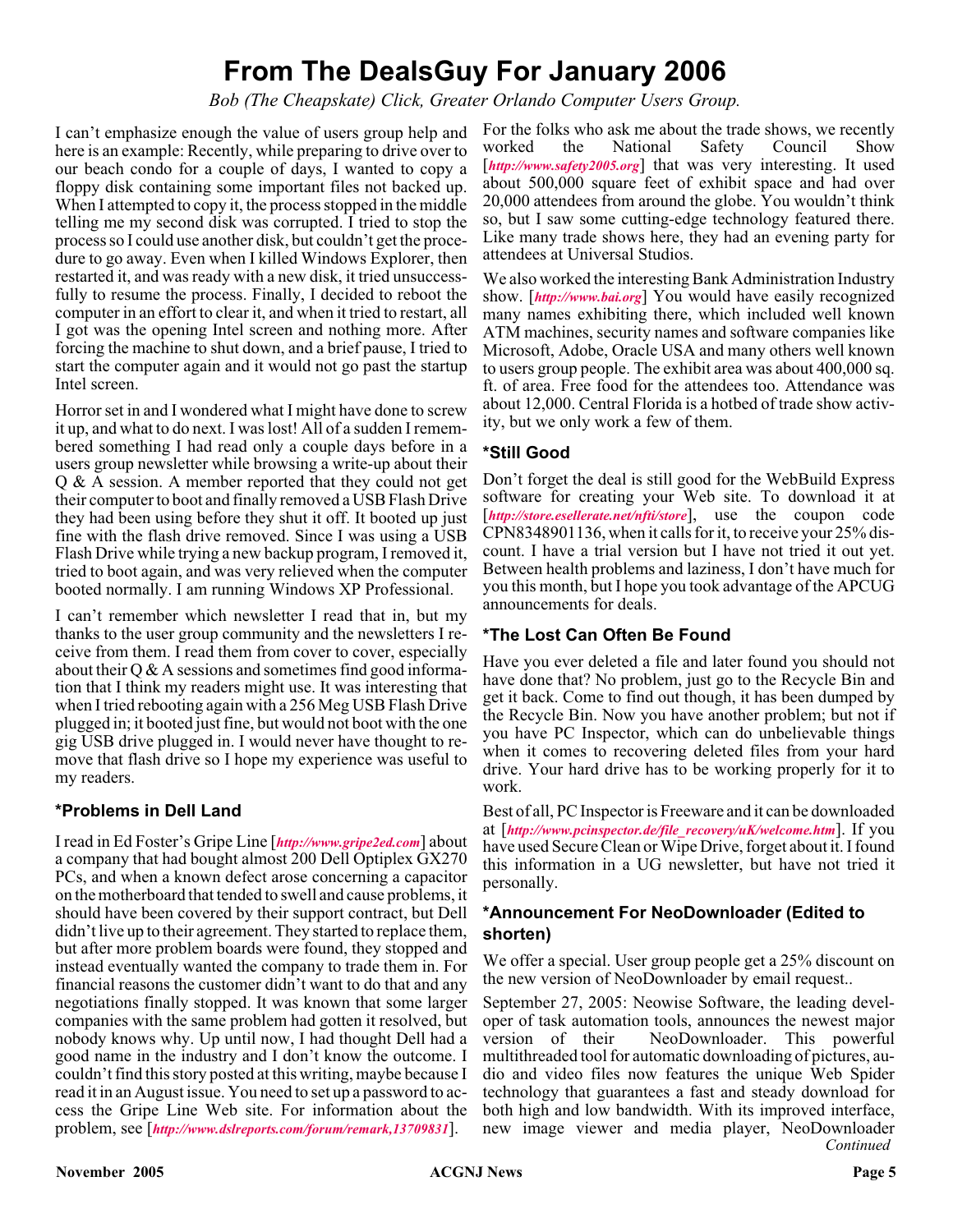# From The DealsGuy For January 2006

*Bob (The Cheapskate) Click, Greater Orlando Computer Users Group.*

I can't emphasize enough the value of users group help and here is an example: Recently, while preparing to drive over to our beach condo for a couple of days, I wanted to copy a floppy disk containing some important files not backed up. When I attempted to copy it, the process stopped in the middle telling me my second disk was corrupted. I tried to stop the process so I could use another disk, but couldn't get the procedure to go away. Even when I killed Windows Explorer, then restarted it, and was ready with a new disk, it tried unsuccessfully to resume the process. Finally, I decided to reboot the computer in an effort to clear it, and when it tried to restart, all I got was the opening Intel screen and nothing more. After forcing the machine to shut down, and a brief pause, I tried to start the computer again and it would not go past the startup Intel screen.

Horror set in and I wondered what I might have done to screw it up, and what to do next. I was lost! All of a sudden I remembered something I had read only a couple days before in a users group newsletter while browsing a write-up about their Q & A session. A member reported that they could not get their computer to boot and finally removed a USB Flash Drive they had been using before they shut it off. It booted up just fine with the flash drive removed. Since I was using a USB Flash Drive while trying a new backup program, I removed it, tried to boot again, and was very relieved when the computer booted normally. I am running Windows XP Professional.

I can't remember which newsletter I read that in, but my thanks to the user group community and the newsletters I receive from them. I read them from cover to cover, especially about their Q & A sessions and sometimes find good information that I think my readers might use. It was interesting that when I tried rebooting again with a 256 Meg USB Flash Drive plugged in; it booted just fine, but would not boot with the one gig USB drive plugged in. I would never have thought to remove that flash drive so I hope my experience was useful to my readers.

## *Problems in Dell Land

I read in Ed Foster's Gripe Line [*http://www.gripe2ed.com*] about a company that had bought almost 200 Dell Optiplex GX270 PCs, and when a known defect arose concerning a capacitor on the motherboard that tended to swell and cause problems, it should have been covered by their support contract, but Dell didn't live up to their agreement. They started to replace them, but after more problem boards were found, they stopped and instead eventually wanted the company to trade them in. For financial reasons the customer didn't want to do that and any negotiations finally stopped. It was known that some larger companies with the same problem had gotten it resolved, but nobody knows why. Up until now, I had thought Dell had a good name in the industry and I don't know the outcome. I couldn't find this story posted at this writing, maybe because I read it in an August issue. You need to set up a password to access the Gripe Line Web site. For information about the problem, see [*http://www.dslreports.com/forum/remark,13709831*].

For the folks who ask me about the trade shows, we recently worked the National Safety Council Show [*http://www.safety2005.org*] that was very interesting. It used about 500,000 square feet of exhibit space and had over 20,000 attendees from around the globe. You wouldn't think so, but I saw some cutting-edge technology featured there. Like many trade shows here, they had an evening party for attendees at Universal Studios.

We also worked the interesting Bank Administration Industry show. [*http://www.bai.org*] You would have easily recognized many names exhibiting there, which included well known ATM machines, security names and software companies like Microsoft, Adobe, Oracle USA and many others well known to users group people. The exhibit area was about 400,000 sq. ft. of area. Free food for the attendees too. Attendance was about 12,000. Central Florida is a hotbed of trade show activity, but we only work a few of them.

## *Still Good

Don't forget the deal is still good for the WebBuild Express software for creating your Web site. To download it at [*http://store.esellerate.net/nfti/store*], use the coupon code CPN8348901136, when it calls for it, to receive your 25% discount. I have a trial version but I have not tried it out yet. Between health problems and laziness, I don't have much for you this month, but I hope you took advantage of the APCUG announcements for deals.

## *The Lost Can Often Be Found

Have you ever deleted a file and later found you should not have done that? No problem, just go to the Recycle Bin and get it back. Come to find out though, it has been dumped by the Recycle Bin. Now you have another problem; but not if you have PC Inspector, which can do unbelievable things when it comes to recovering deleted files from your hard drive. Your hard drive has to be working properly for it to work.

Best of all, PC Inspector is Freeware and it can be downloaded at [*http://www.pcinspector.de/file_recovery/uK/welcome.htm*]. If you have used Secure Clean or Wipe Drive, forget about it. I found this information in a UG newsletter, but have not tried it personally.

## *Announcement For NeoDownloader (Edited to shorten)

We offer a special. User group people get a 25% discount on the new version of NeoDownloader by email request..

September 27, 2005: Neowise Software, the leading developer of task automation tools, announces the newest major version of their NeoDownloader. This powerful multithreaded tool for automatic downloading of pictures, audio and video files now features the unique Web Spider technology that guarantees a fast and steady download for both high and low bandwidth. With its improved interface, new image viewer and media player, NeoDownloader

*Continued*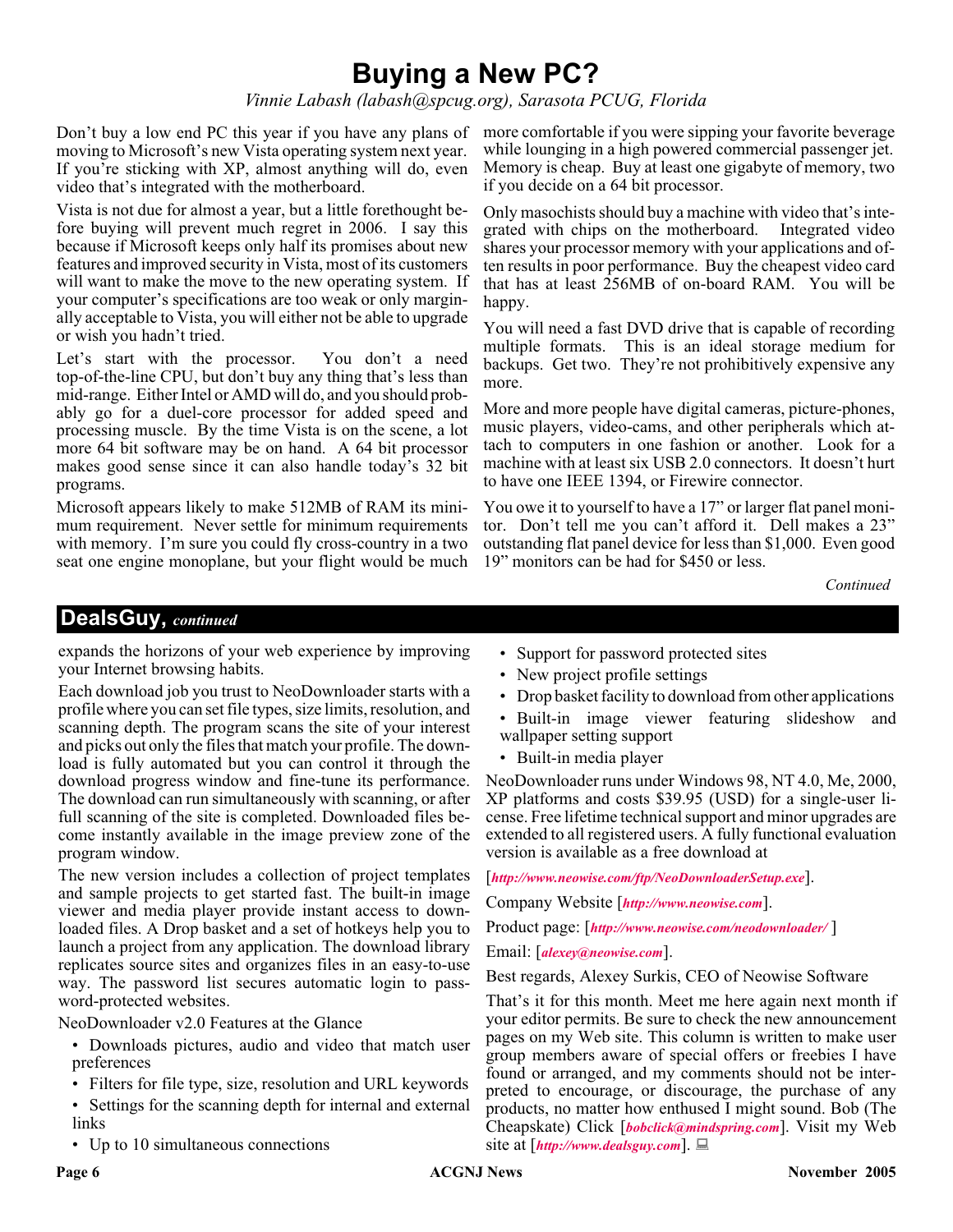# Buying a New PC?

*Vinnie Labash (labash@spcug.org), Sarasota PCUG, Florida*

Don't buy a low end PC this year if you have any plans of moving to Microsoft's new Vista operating system next year. If you're sticking with XP, almost anything will do, even video that's integrated with the motherboard.

Vista is not due for almost a year, but a little forethought before buying will prevent much regret in 2006. I say this because if Microsoft keeps only half its promises about new features and improved security in Vista, most of its customers will want to make the move to the new operating system. If your computer's specifications are too weak or only marginally acceptable to Vista, you will either not be able to upgrade or wish you hadn't tried.

Let's start with the processor. You don't a need top-of-the-line CPU, but don't buy any thing that's less than mid-range. Either Intel or AMD will do, and you should probably go for a duel-core processor for added speed and processing muscle. By the time Vista is on the scene, a lot more 64 bit software may be on hand. A 64 bit processor makes good sense since it can also handle today's 32 bit programs.

Microsoft appears likely to make 512MB of RAM its minimum requirement. Never settle for minimum requirements with memory. I'm sure you could fly cross-country in a two seat one engine monoplane, but your flight would be much more comfortable if you were sipping your favorite beverage while lounging in a high powered commercial passenger jet. Memory is cheap. Buy at least one gigabyte of memory, two if you decide on a 64 bit processor.

Only masochists should buy a machine with video that's integrated with chips on the motherboard. Integrated video shares your processor memory with your applications and often results in poor performance. Buy the cheapest video card that has at least 256MB of on-board RAM. You will be happy.

You will need a fast DVD drive that is capable of recording multiple formats. This is an ideal storage medium for backups. Get two. They're not prohibitively expensive any more.

More and more people have digital cameras, picture-phones, music players, video-cams, and other peripherals which attach to computers in one fashion or another. Look for a machine with at least six USB 2.0 connectors. It doesn't hurt to have one IEEE 1394, or Firewire connector.

You owe it to yourself to have a 17" or larger flat panel monitor. Don't tell me you can't afford it. Dell makes a 23" outstanding flat panel device for less than $1,000. Even good 19" monitors can be had for $450 or less.

*Continued*

## DealsGuy, *continued*

expands the horizons of your web experience by improving your Internet browsing habits.

Each download job you trust to NeoDownloader starts with a profile where you can set file types, size limits, resolution, and scanning depth. The program scans the site of your interest and picks out only the files that match your profile. The download is fully automated but you can control it through the download progress window and fine-tune its performance. The download can run simultaneously with scanning, or after full scanning of the site is completed. Downloaded files become instantly available in the image preview zone of the program window.

The new version includes a collection of project templates and sample projects to get started fast. The built-in image viewer and media player provide instant access to downloaded files. A Drop basket and a set of hotkeys help you to launch a project from any application. The download library replicates source sites and organizes files in an easy-to-use way. The password list secures automatic login to password-protected websites.

NeoDownloader v2.0 Features at the Glance

- Downloads pictures, audio and video that match user preferences
- Filters for file type, size, resolution and URL keywords
- Settings for the scanning depth for internal and external links
- Up to 10 simultaneous connections
- Support for password protected sites
- New project profile settings
- Drop basket facility to download from other applications
- Built-in image viewer featuring slideshow and wallpaper setting support
- Built-in media player

NeoDownloader runs under Windows 98, NT 4.0, Me, 2000, XP platforms and costs $39.95 (USD) for a single-user license. Free lifetime technical support and minor upgrades are extended to all registered users. A fully functional evaluation version is available as a free download at

[*http://www.neowise.com/ftp/NeoDownloaderSetup.exe*].

Company Website [*http://www.neowise.com*].

Product page: [*http://www.neowise.com/neodownloader/* ]

Email: [*alexey@neowise.com*].

Best regards, Alexey Surkis, CEO of Neowise Software

That's it for this month. Meet me here again next month if your editor permits. Be sure to check the new announcement pages on my Web site. This column is written to make user group members aware of special offers or freebies I have found or arranged, and my comments should not be interpreted to encourage, or discourage, the purchase of any products, no matter how enthused I might sound. Bob (The Cheapskate) Click [*bobclick@mindspring.com*]. Visit my Web site at [*http://www.dealsguy.com*].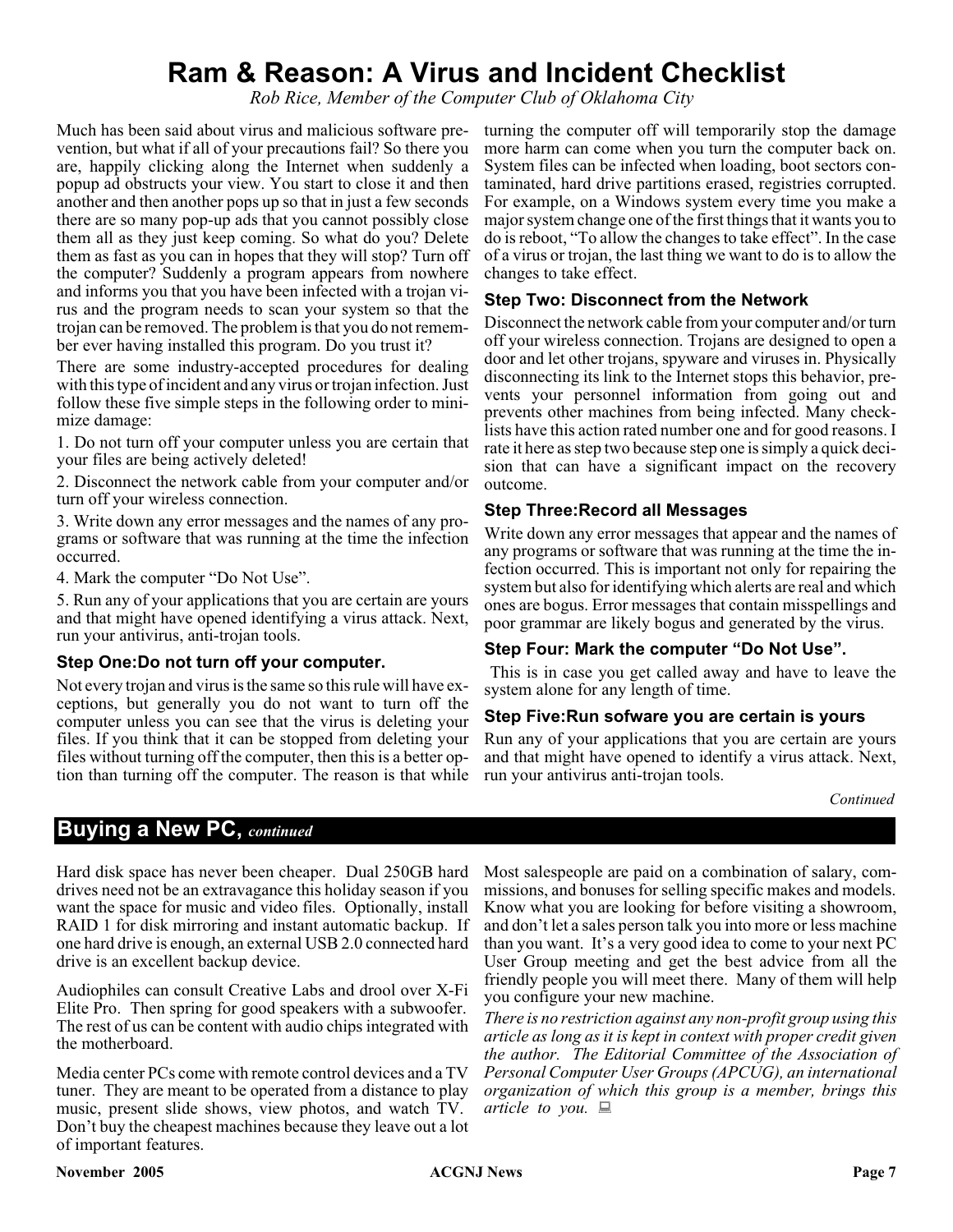# Ram & Reason: A Virus and Incident Checklist

*Rob Rice, Member of the Computer Club of Oklahoma City*

Much has been said about virus and malicious software prevention, but what if all of your precautions fail? So there you are, happily clicking along the Internet when suddenly a popup ad obstructs your view. You start to close it and then another and then another pops up so that in just a few seconds there are so many pop-up ads that you cannot possibly close them all as they just keep coming. So what do you? Delete them as fast as you can in hopes that they will stop? Turn off the computer? Suddenly a program appears from nowhere and informs you that you have been infected with a trojan virus and the program needs to scan your system so that the trojan can be removed. The problem is that you do not remember ever having installed this program. Do you trust it?

There are some industry-accepted procedures for dealing with this type of incident and any virus or trojan infection. Just follow these five simple steps in the following order to minimize damage:

1. Do not turn off your computer unless you are certain that your files are being actively deleted!

2. Disconnect the network cable from your computer and/or turn off your wireless connection.

3. Write down any error messages and the names of any programs or software that was running at the time the infection occurred.

4. Mark the computer "Do Not Use".

5. Run any of your applications that you are certain are yours and that might have opened identifying a virus attack. Next, run your antivirus, anti-trojan tools.

### Step One:Do not turn off your computer.

Not every trojan and virus is the same so this rule will have exceptions, but generally you do not want to turn off the computer unless you can see that the virus is deleting your files. If you think that it can be stopped from deleting your files without turning off the computer, then this is a better option than turning off the computer. The reason is that while turning the computer off will temporarily stop the damage more harm can come when you turn the computer back on. System files can be infected when loading, boot sectors contaminated, hard drive partitions erased, registries corrupted. For example, on a Windows system every time you make a major system change one of the first things that it wants you to do is reboot, "To allow the changes to take effect". In the case of a virus or trojan, the last thing we want to do is to allow the changes to take effect.

### Step Two: Disconnect from the Network

Disconnect the network cable from your computer and/or turn off your wireless connection. Trojans are designed to open a door and let other trojans, spyware and viruses in. Physically disconnecting its link to the Internet stops this behavior, prevents your personnel information from going out and prevents other machines from being infected. Many checklists have this action rated number one and for good reasons. I rate it here as step two because step one is simply a quick decision that can have a significant impact on the recovery outcome.

### Step Three:Record all Messages

Write down any error messages that appear and the names of any programs or software that was running at the time the infection occurred. This is important not only for repairing the system but also for identifying which alerts are real and which ones are bogus. Error messages that contain misspellings and poor grammar are likely bogus and generated by the virus.

### Step Four: Mark the computer "Do Not Use".

This is in case you get called away and have to leave the system alone for any length of time.

### Step Five:Run sofware you are certain is yours

Run any of your applications that you are certain are yours and that might have opened to identify a virus attack. Next, run your antivirus anti-trojan tools.

*Continued*

## Buying a New PC, *continued*

Hard disk space has never been cheaper. Dual 250GB hard drives need not be an extravagance this holiday season if you want the space for music and video files. Optionally, install RAID 1 for disk mirroring and instant automatic backup. If one hard drive is enough, an external USB 2.0 connected hard drive is an excellent backup device.

Audiophiles can consult Creative Labs and drool over X-Fi Elite Pro. Then spring for good speakers with a subwoofer. The rest of us can be content with audio chips integrated with the motherboard.

Media center PCs come with remote control devices and a TV tuner. They are meant to be operated from a distance to play music, present slide shows, view photos, and watch TV. Don't buy the cheapest machines because they leave out a lot of important features.

Most salespeople are paid on a combination of salary, commissions, and bonuses for selling specific makes and models. Know what you are looking for before visiting a showroom, and don't let a sales person talk you into more or less machine than you want. It's a very good idea to come to your next PC User Group meeting and get the best advice from all the friendly people you will meet there. Many of them will help you configure your new machine.

*There is no restriction against any non-profit group using this article as long as it is kept in context with proper credit given the author. The Editorial Committee of the Association of Personal Computer User Groups (APCUG), an international organization of which this group is a member, brings this article to you.*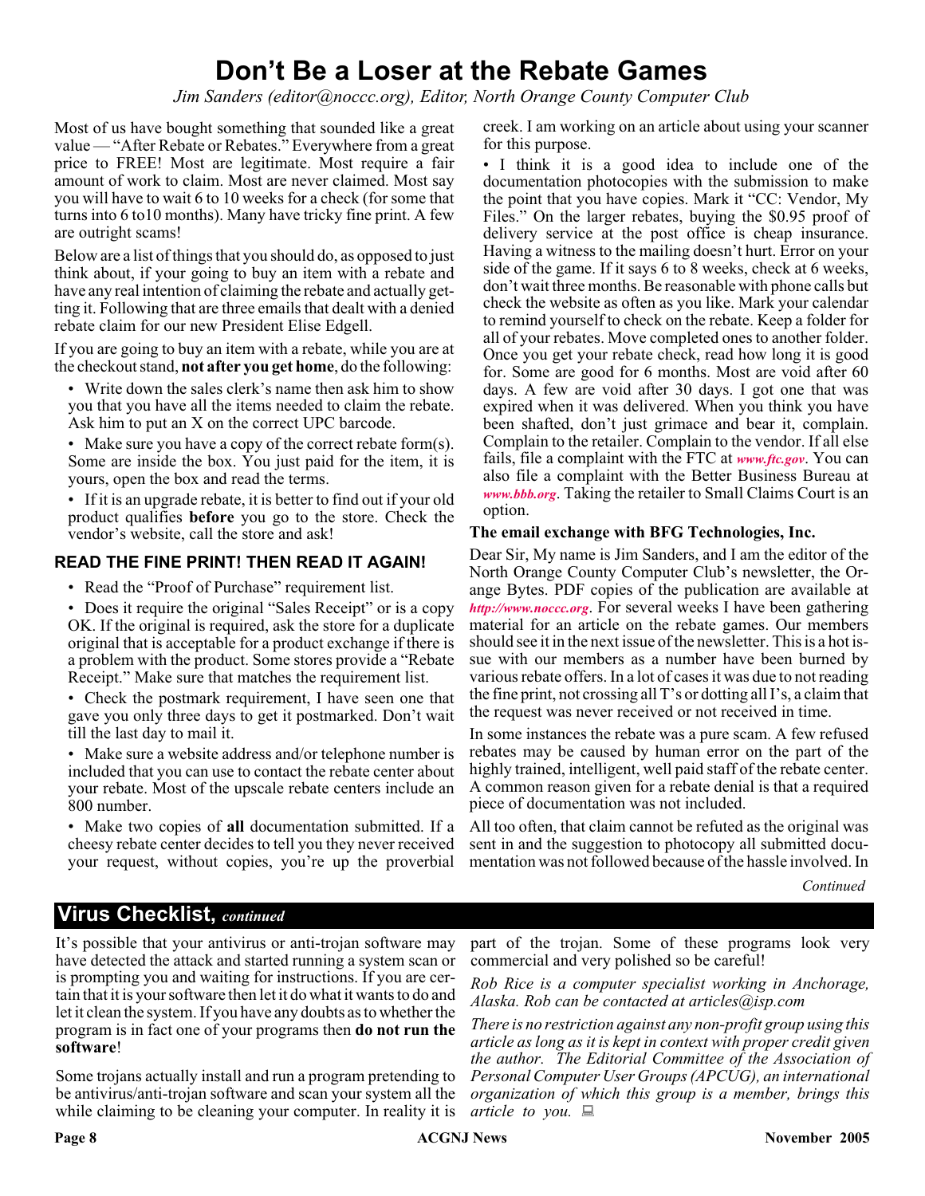# Don't Be a Loser at the Rebate Games

*Jim Sanders (editor@noccc.org), Editor, North Orange County Computer Club*

Most of us have bought something that sounded like a great value — "After Rebate or Rebates." Everywhere from a great price to FREE! Most are legitimate. Most require a fair amount of work to claim. Most are never claimed. Most say you will have to wait 6 to 10 weeks for a check (for some that turns into 6 to10 months). Many have tricky fine print. A few are outright scams!

Below are a list of things that you should do, as opposed to just think about, if your going to buy an item with a rebate and have any real intention of claiming the rebate and actually getting it. Following that are three emails that dealt with a denied rebate claim for our new President Elise Edgell.

If you are going to buy an item with a rebate, while you are at the checkout stand, **not after you get home**, do the following:

- Write down the sales clerk's name then ask him to show you that you have all the items needed to claim the rebate. Ask him to put an X on the correct UPC barcode.
- Make sure you have a copy of the correct rebate form(s). Some are inside the box. You just paid for the item, it is yours, open the box and read the terms.
- If it is an upgrade rebate, it is better to find out if your old product qualifies **before** you go to the store. Check the vendor's website, call the store and ask!

### READ THE FINE PRINT! THEN READ IT AGAIN!

- Read the "Proof of Purchase" requirement list.
- Does it require the original "Sales Receipt" or is a copy OK. If the original is required, ask the store for a duplicate original that is acceptable for a product exchange if there is a problem with the product. Some stores provide a "Rebate Receipt." Make sure that matches the requirement list.
- Check the postmark requirement, I have seen one that gave you only three days to get it postmarked. Don't wait till the last day to mail it.
- Make sure a website address and/or telephone number is included that you can use to contact the rebate center about your rebate. Most of the upscale rebate centers include an 800 number.
- Make two copies of **all** documentation submitted. If a cheesy rebate center decides to tell you they never received your request, without copies, you're up the proverbial creek. I am working on an article about using your scanner for this purpose.
- I think it is a good idea to include one of the documentation photocopies with the submission to make the point that you have copies. Mark it "CC: Vendor, My Files." On the larger rebates, buying the $0.95 proof of delivery service at the post office is cheap insurance. Having a witness to the mailing doesn't hurt. Error on your side of the game. If it says 6 to 8 weeks, check at 6 weeks, don't wait three months. Be reasonable with phone calls but check the website as often as you like. Mark your calendar to remind yourself to check on the rebate. Keep a folder for all of your rebates. Move completed ones to another folder. Once you get your rebate check, read how long it is good for. Some are good for 6 months. Most are void after 60 days. A few are void after 30 days. I got one that was expired when it was delivered. When you think you have been shafted, don't just grimace and bear it, complain. Complain to the retailer. Complain to the vendor. If all else fails, file a complaint with the FTC at *www.ftc.gov*. You can also file a complaint with the Better Business Bureau at *www.bbb.org*. Taking the retailer to Small Claims Court is an option.

**The email exchange with BFG Technologies, Inc.**

Dear Sir, My name is Jim Sanders, and I am the editor of the North Orange County Computer Club's newsletter, the Orange Bytes. PDF copies of the publication are available at *http://www.noccc.org*. For several weeks I have been gathering material for an article on the rebate games. Our members should see it in the next issue of the newsletter. This is a hot issue with our members as a number have been burned by various rebate offers. In a lot of cases it was due to not reading the fine print, not crossing all T's or dotting all I's, a claim that the request was never received or not received in time.

In some instances the rebate was a pure scam. A few refused rebates may be caused by human error on the part of the highly trained, intelligent, well paid staff of the rebate center. A common reason given for a rebate denial is that a required piece of documentation was not included.

All too often, that claim cannot be refuted as the original was sent in and the suggestion to photocopy all submitted documentation was not followed because of the hassle involved. In

*Continued*

## Virus Checklist, *continued*

It's possible that your antivirus or anti-trojan software may have detected the attack and started running a system scan or is prompting you and waiting for instructions. If you are certain that it is your software then let it do what it wants to do and let it clean the system. If you have any doubts as to whether the program is in fact one of your programs then **do not run the software**!

Some trojans actually install and run a program pretending to be antivirus/anti-trojan software and scan your system all the while claiming to be cleaning your computer. In reality it is part of the trojan. Some of these programs look very commercial and very polished so be careful!

*Rob Rice is a computer specialist working in Anchorage, Alaska. Rob can be contacted at articles@isp.com*

*There is no restriction against any non-profit group using this article as long as it is kept in context with proper credit given the author. The Editorial Committee of the Association of Personal Computer User Groups (APCUG), an international organization of which this group is a member, brings this article to you.*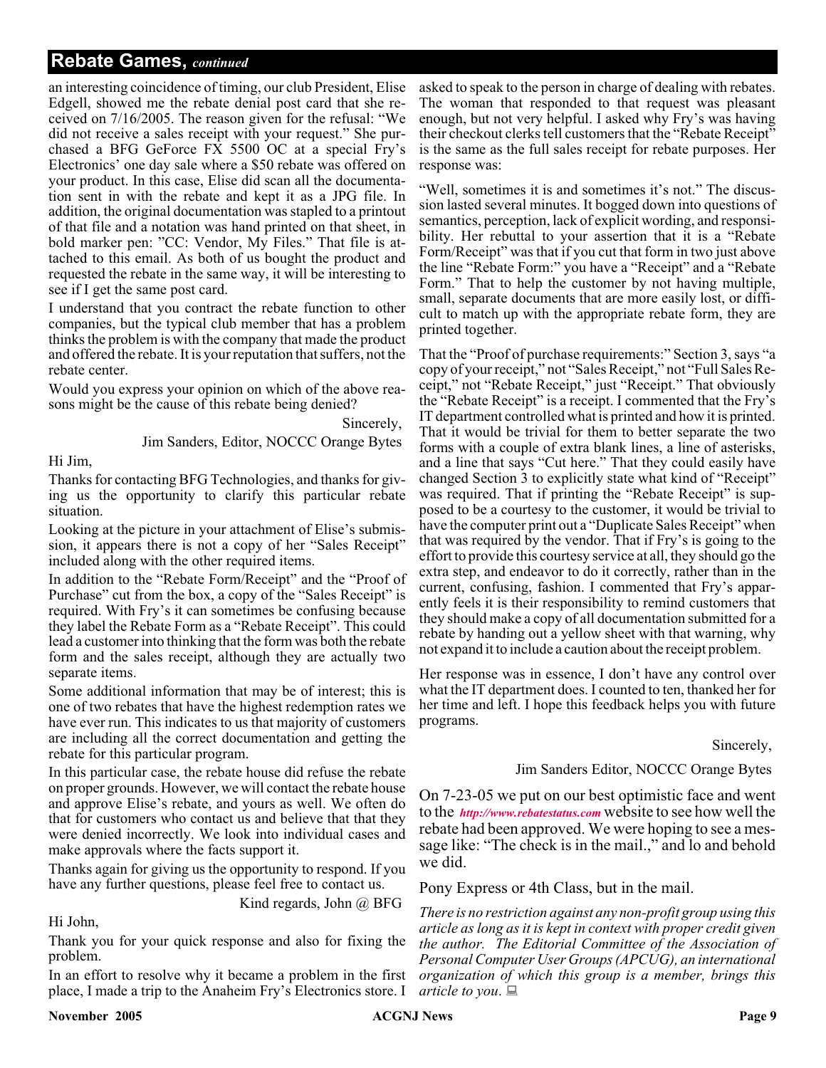## Rebate Games, *continued*

an interesting coincidence of timing, our club President, Elise Edgell, showed me the rebate denial post card that she received on 7/16/2005. The reason given for the refusal: "We did not receive a sales receipt with your request." She purchased a BFG GeForce FX 5500 OC at a special Fry's Electronics' one day sale where a $50 rebate was offered on your product. In this case, Elise did scan all the documentation sent in with the rebate and kept it as a JPG file. In addition, the original documentation was stapled to a printout of that file and a notation was hand printed on that sheet, in bold marker pen: "CC: Vendor, My Files." That file is attached to this email. As both of us bought the product and requested the rebate in the same way, it will be interesting to see if I get the same post card.

I understand that you contract the rebate function to other companies, but the typical club member that has a problem thinks the problem is with the company that made the product and offered the rebate. It is your reputation that suffers, not the rebate center.

Would you express your opinion on which of the above reasons might be the cause of this rebate being denied?

Sincerely,

Jim Sanders, Editor, NOCCC Orange Bytes

Hi Jim,

Thanks for contacting BFG Technologies, and thanks for giving us the opportunity to clarify this particular rebate situation.

Looking at the picture in your attachment of Elise's submission, it appears there is not a copy of her "Sales Receipt" included along with the other required items.

In addition to the "Rebate Form/Receipt" and the "Proof of Purchase" cut from the box, a copy of the "Sales Receipt" is required. With Fry's it can sometimes be confusing because they label the Rebate Form as a "Rebate Receipt". This could lead a customer into thinking that the form was both the rebate form and the sales receipt, although they are actually two separate items.

Some additional information that may be of interest; this is one of two rebates that have the highest redemption rates we have ever run. This indicates to us that majority of customers are including all the correct documentation and getting the rebate for this particular program.

In this particular case, the rebate house did refuse the rebate on proper grounds. However, we will contact the rebate house and approve Elise's rebate, and yours as well. We often do that for customers who contact us and believe that that they were denied incorrectly. We look into individual cases and make approvals where the facts support it.

Thanks again for giving us the opportunity to respond. If you have any further questions, please feel free to contact us.

Kind regards, John @ BFG

Hi John,

Thank you for your quick response and also for fixing the problem.

In an effort to resolve why it became a problem in the first place, I made a trip to the Anaheim Fry's Electronics store. I asked to speak to the person in charge of dealing with rebates. The woman that responded to that request was pleasant enough, but not very helpful. I asked why Fry's was having their checkout clerks tell customers that the "Rebate Receipt" is the same as the full sales receipt for rebate purposes. Her response was:

"Well, sometimes it is and sometimes it's not." The discussion lasted several minutes. It bogged down into questions of semantics, perception, lack of explicit wording, and responsibility. Her rebuttal to your assertion that it is a "Rebate Form/Receipt" was that if you cut that form in two just above the line "Rebate Form:" you have a "Receipt" and a "Rebate Form." That to help the customer by not having multiple, small, separate documents that are more easily lost, or difficult to match up with the appropriate rebate form, they are printed together.

That the "Proof of purchase requirements:" Section 3, says "a copy of your receipt," not "Sales Receipt," not "Full Sales Receipt," not "Rebate Receipt," just "Receipt." That obviously the "Rebate Receipt" is a receipt. I commented that the Fry's IT department controlled what is printed and how it is printed. That it would be trivial for them to better separate the two forms with a couple of extra blank lines, a line of asterisks, and a line that says "Cut here." That they could easily have changed Section 3 to explicitly state what kind of "Receipt" was required. That if printing the "Rebate Receipt" is supposed to be a courtesy to the customer, it would be trivial to have the computer print out a "Duplicate Sales Receipt" when that was required by the vendor. That if Fry's is going to the effort to provide this courtesy service at all, they should go the extra step, and endeavor to do it correctly, rather than in the current, confusing, fashion. I commented that Fry's apparently feels it is their responsibility to remind customers that they should make a copy of all documentation submitted for a rebate by handing out a yellow sheet with that warning, why not expand it to include a caution about the receipt problem.

Her response was in essence, I don't have any control over what the IT department does. I counted to ten, thanked her for her time and left. I hope this feedback helps you with future programs.

Sincerely,

Jim Sanders Editor, NOCCC Orange Bytes

On 7-23-05 we put on our best optimistic face and went to the *http://www.rebatestatus.com* website to see how well the rebate had been approved. We were hoping to see a message like: "The check is in the mail.," and lo and behold we did.

Pony Express or 4th Class, but in the mail.

*There is no restriction against any non-profit group using this article as long as it is kept in context with proper credit given the author. The Editorial Committee of the Association of Personal Computer User Groups (APCUG), an international organization of which this group is a member, brings this article to you.*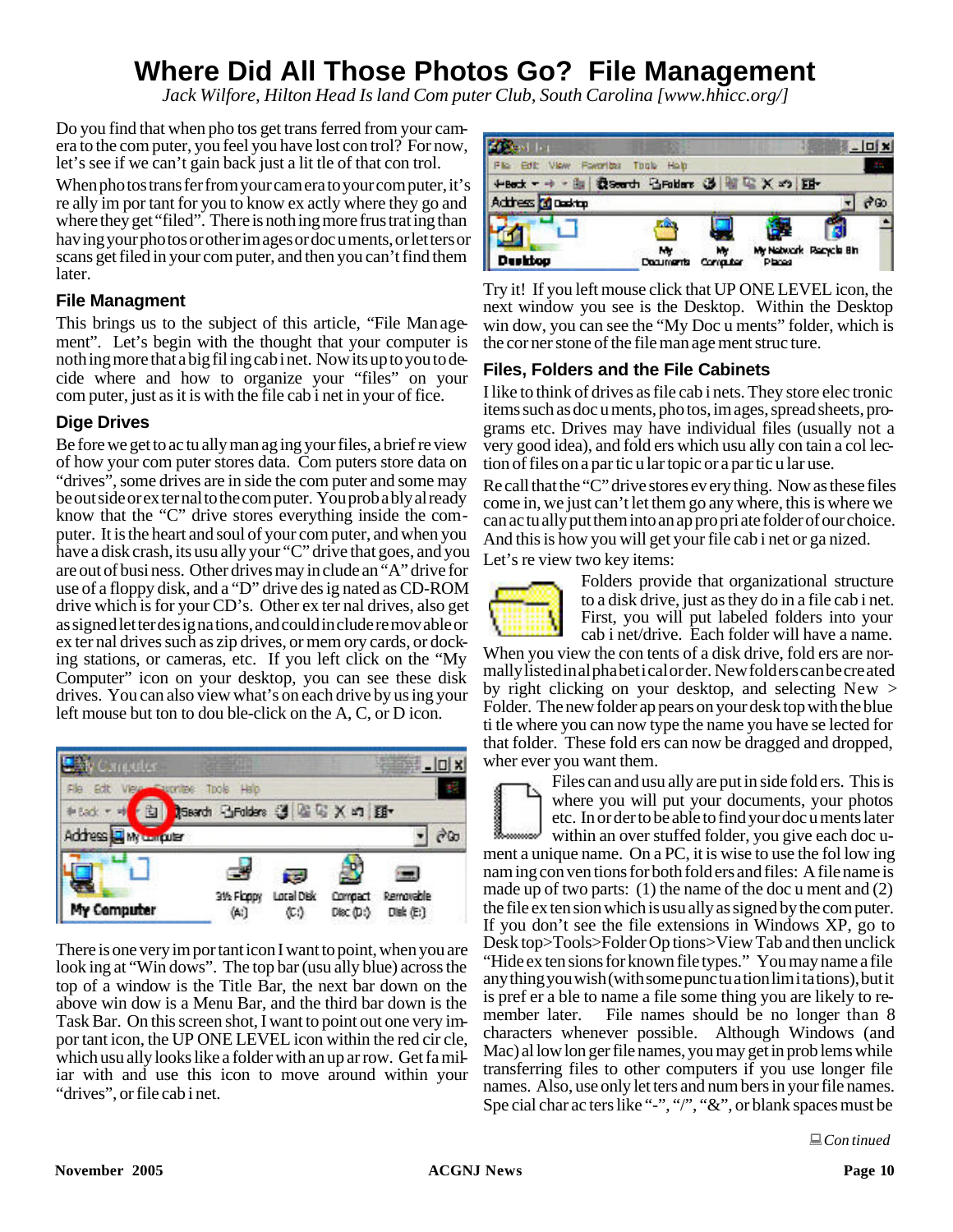# Where Did All Those Photos Go? File Management

*Jack Wilfore, Hilton Head Island Computer Club, South Carolina [www.hhicc.org/]*

Do you find that when photos get transferred from your camera to the computer, you feel you have lost control? For now, let's see if we can't gain back just a little of that control.

When photos transfer from your camera to your computer, it's really important for you to know exactly where they go and where they get "filed". There is nothing more frustrating than having your photos or other images or documents, or letters or scans get filed in your computer, and then you can't find them later.

### File Managment

This brings us to the subject of this article, "File Management". Let's begin with the thought that your computer is nothing more that a big filing cabinet. Now its up to you to decide where and how to organize your "files" on your computer, just as it is with the file cabinet in your office.

### Dige Drives

Before we get to actually managing your files, a brief review of how your computer stores data. Computers store data on "drives", some drives are inside the computer and some may be outside or external to the computer. You probably already know that the "C" drive stores everything inside the computer. It is the heart and soul of your computer, and when you have a disk crash, its usually your "C" drive that goes, and you are out of business. Other drives may include an "A" drive for use of a floppy disk, and a "D" drive designated as CD-ROM drive which is for your CD's. Other external drives, also get assigned letter designations, and could include removable or external drives such as zip drives, or memory cards, or docking stations, or cameras, etc. If you left click on the "My Computer" icon on your desktop, you can see these disk drives. You can also view what's on each drive by using your left mouse button to double-click on the A, C, or D icon.

There is one very important icon I want to point, when you are looking at "Windows". The top bar (usually blue) across the top of a window is the Title Bar, the next bar down on the above window is a Menu Bar, and the third bar down is the Task Bar. On this screen shot, I want to point out one very important icon, the UP ONE LEVEL icon within the red circle, which usually looks like a folder with an up arrow. Get familiar with and use this icon to move around within your "drives", or file cabinet.

Try it! If you left mouse click that UP ONE LEVEL icon, the next window you see is the Desktop. Within the Desktop window, you can see the "My Documents" folder, which is the cornerstone of the file management structure.

### Files, Folders and the File Cabinets

I like to think of drives as file cabinets. They store electronic items such as documents, photos, images, spreadsheets, programs etc. Drives may have individual files (usually not a very good idea), and folders which usually contain a collection of files on a particular topic or a particular use.

Recall that the "C" drive stores everything. Now as these files come in, we just can't let them go anywhere, this is where we can actually put them into an appropriate folder of our choice. And this is how you will get your file cabinet organized.

Let's review two key items:

Folders provide that organizational structure to a disk drive, just as they do in a file cabinet. First, you will put labeled folders into your cabinet/drive. Each folder will have a name. When you view the contents of a disk drive, folders are normally listed in alphabetical order. New folders can be created by right clicking on your desktop, and selecting New > Folder. The new folder appears on your desktop with the blue title where you can now type the name you have selected for that folder. These folders can now be dragged and dropped, wherever you want them.

Files can and usually are put inside folders. This is where you will put your documents, your photos etc. In order to be able to find your documents later within an over stuffed folder, you give each document a unique name. On a PC, it is wise to use the following naming conventions for both folders and files: A file name is made up of two parts: (1) the name of the document and (2) the file extension which is usually assigned by the computer. If you don't see the file extensions in Windows XP, go to Desktop>Tools>Folder Options>View Tab and then unclick "Hide extensions for known file types." You may name a file anything you wish (with some punctuation limitations), but it is preferable to name a file something you are likely to remember later. File names should be no longer than 8 characters whenever possible. Although Windows (and Mac) allow longer file names, you may get in problems while transferring files to other computers if you use longer file names. Also, use only letters and numbers in your file names. Special characters like "-", "/", "&", or blank spaces must be

*Continued*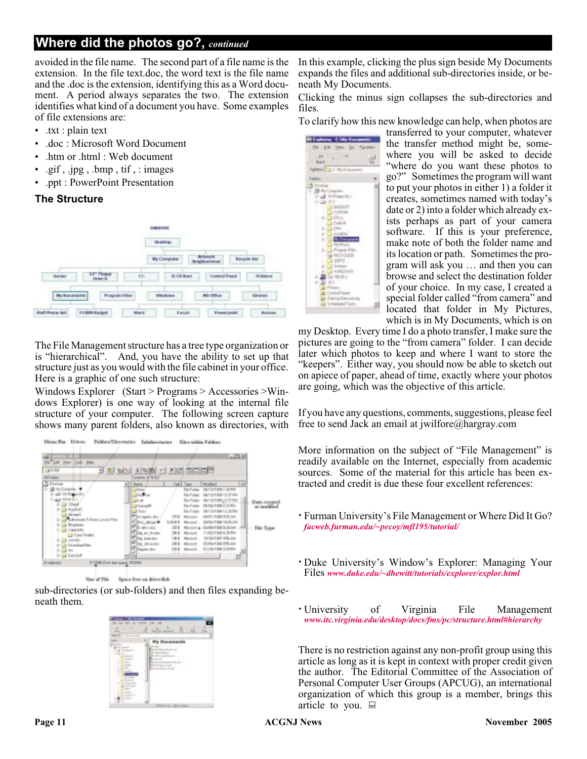## Where did the photos go?, *continued*

avoided in the file name. The second part of a file name is the extension. In the file text.doc, the word text is the file name and the .doc is the extension, identifying this as a Word document. A period always separates the two. The extension identifies what kind of a document you have. Some examples of file extensions are:

- .txt : plain text
- .doc : Microsoft Word Document
- .htm or .html : Web document
- .gif , .jpg , .bmp , tif , : images
- .ppt : PowerPoint Presentation

### The Structure

The File Management structure has a tree type organization or is "hierarchical". And, you have the ability to set up that structure just as you would with the file cabinet in your office. Here is a graphic of one such structure:

Windows Explorer (Start > Programs > Accessories >Windows Explorer) is one way of looking at the internal file structure of your computer. The following screen capture shows many parent folders, also known as directories, with sub-directories (or sub-folders) and then files expanding beneath them.

In this example, clicking the plus sign beside My Documents expands the files and additional sub-directories inside, or beneath My Documents.

Clicking the minus sign collapses the sub-directories and files.

To clarify how this new knowledge can help, when photos are transferred to your computer, whatever the transfer method might be, somewhere you will be asked to decide "where do you want these photos to go?" Sometimes the program will want to put your photos in either 1) a folder it creates, sometimes named with today's date or 2) into a folder which already exists perhaps as part of your camera software. If this is your preference, make note of both the folder name and its location or path. Sometimes the program will ask you … and then you can browse and select the destination folder of your choice. In my case, I created a special folder called "from camera" and located that folder in My Pictures, which is in My Documents, which is on my Desktop. Every time I do a photo transfer, I make sure the pictures are going to the "from camera" folder. I can decide later which photos to keep and where I want to store the "keepers". Either way, you should now be able to sketch out on apiece of paper, ahead of time, exactly where your photos are going, which was the objective of this article.

If you have any questions, comments, suggestions, please feel free to send Jack an email at jwilfore@hargray.com

More information on the subject of "File Management" is readily available on the Internet, especially from academic sources. Some of the material for this article has been extracted and credit is due these four excellent references:

- Furman University's File Management or Where Did It Go? *facweb.furman.edu/~pecoy/mfl195/tutorial/*
- Duke University's Window's Explorer: Managing Your Files *www.duke.edu/~dhewitt/tutorials/explorer/explor.html*
- University of Virginia File Management *www.itc.virginia.edu/desktop/docs/fms/pc/structure.html#hierarchy*

There is no restriction against any non-profit group using this article as long as it is kept in context with proper credit given the author. The Editorial Committee of the Association of Personal Computer User Groups (APCUG), an international organization of which this group is a member, brings this article to you.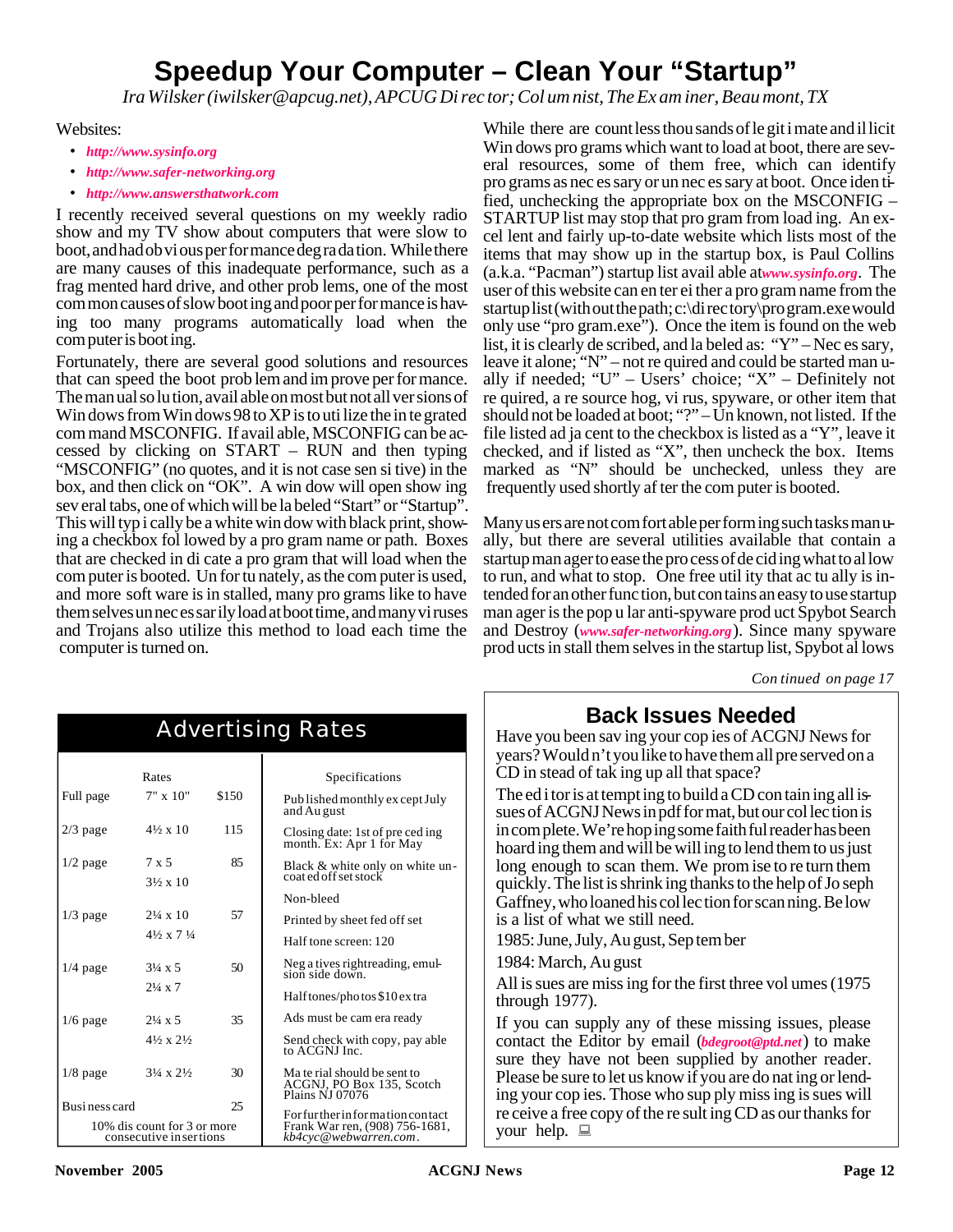# Speedup Your Computer – Clean Your "Startup"

*Ira Wilsker (iwilsker@apcug.net), APCUG Director; Columnist, The Examiner, Beaumont, TX*

Websites:

- ***http://www.sysinfo.org***
- ***http://www.safer-networking.org***
- ***http://www.answersthatwork.com***

I recently received several questions on my weekly radio show and my TV show about computers that were slow to boot, and had obvious performance degradation. While there are many causes of this inadequate performance, such as a fragmented hard drive, and other problems, one of the most common causes of slow booting and poor performance is having too many programs automatically load when the computer is booting.

Fortunately, there are several good solutions and resources that can speed the boot problem and improve performance. The manual solution, available on most but not all versions of Windows from Windows 98 to XP is to utilize the integrated command MSCONFIG. If available, MSCONFIG can be accessed by clicking on START – RUN and then typing "MSCONFIG" (no quotes, and it is not case sensitive) in the box, and then click on "OK". A window will open showing several tabs, one of which will be labeled "Start" or "Startup". This will typically be a white window with black print, showing a checkbox followed by a program name or path. Boxes that are checked indicate a program that will load when the computer is booted. Unfortunately, as the computer is used, and more software is installed, many programs like to have themselves unnecessarily load at boot time, and many viruses and Trojans also utilize this method to load each time the computer is turned on.

While there are countless thousands of legitimate and illicit Windows programs which want to load at boot, there are several resources, some of them free, which can identify programs as necessary or unnecessary at boot. Once identified, unchecking the appropriate box on the MSCONFIG – STARTUP list may stop that program from loading. An excel lent and fairly up-to-date website which lists most of the items that may show up in the startup box, is Paul Collins (a.k.a. "Pacman") startup list available at ***www.sysinfo.org***. The user of this website can enter either a program name from the startup list (without the path; c:\directory\program.exe would only use "program.exe"). Once the item is found on the web list, it is clearly described, and labeled as: "Y" – Necessary, leave it alone; "N" – not required and could be started manually if needed; "U" – Users' choice; "X" – Definitely not required, a resource hog, virus, spyware, or other item that should not be loaded at boot; "?" – Unknown, not listed. If the file listed adjacent to the checkbox is listed as a "Y", leave it checked, and if listed as "X", then uncheck the box. Items marked as "N" should be unchecked, unless they are frequently used shortly after the computer is booted.

Many users are not comfortable performing such tasks manually, but there are several utilities available that contain a startup manager to ease the process of deciding what to allow to run, and what to stop. One free utility that actually is intended for another function, but contains an easy to use startup manager is the popular anti-spyware product Spybot Search and Destroy (***www.safer-networking.org***). Since many spyware products install themselves in the startup list, Spybot allows

*Continued on page 17*

## Advertising Rates

| | Rates | | Specifications |
|---|---|---|---|
| Full page | 7" x 10" | $150 | Published monthly except July and August |
| 2/3 page | 4½ x 10 | 115 | Closing date: 1st of preceding month. Ex: Apr 1 for May |
| 1/2 page | 7 x 5<br>3½ x 10 | 85 | Black & white only on white uncoated offset stock |
| | | | Non-bleed |
| 1/3 page | 2¼ x 10<br>4½ x 7 ¼ | 57 | Printed by sheet fed offset |
| | | | Half tone screen: 120 |
| 1/4 page | 3¼ x 5<br>2¼ x 7 | 50 | Negatives rightreading, emulsion side down. |
| | | | Halftones/photos $10 extra |
| 1/6 page | 2¼ x 5<br>4½ x 2½ | 35 | Ads must be camera ready |
| | | | Send check with copy, payable to ACGNJ Inc. |
| 1/8 page | 3¼ x 2½ | 30 | Material should be sent to ACGNJ, PO Box 135, Scotch Plains NJ 07076 |
| Business card | | 25 | |
| 10% discount for 3 or more consecutive insertions | | | For further information contact Frank Warren, (908) 756-1681, *kb4cyc@webwarren.com*. |

## Back Issues Needed

Have you been saving your copies of ACGNJ News for years? Wouldn't you like to have them all preserved on a CD instead of taking up all that space?

The editor is attempting to build a CD containing all issues of ACGNJ News in pdf format, but our collection is incomplete. We're hoping some faithful reader has been hoarding them and will be willing to lend them to us just long enough to scan them. We promise to return them quickly. The list is shrinking thanks to the help of Joseph Gaffney, who loaned his collection for scanning. Below is a list of what we still need.

1985: June, July, August, September

1984: March, August

All issues are missing for the first three volumes (1975 through 1977).

If you can supply any of these missing issues, please contact the Editor by email (***bdegroot@ptd.net***) to make sure they have not been supplied by another reader. Please be sure to let us know if you are donating or lending your copies. Those who supply missing issues will receive a free copy of the resulting CD as our thanks for your help.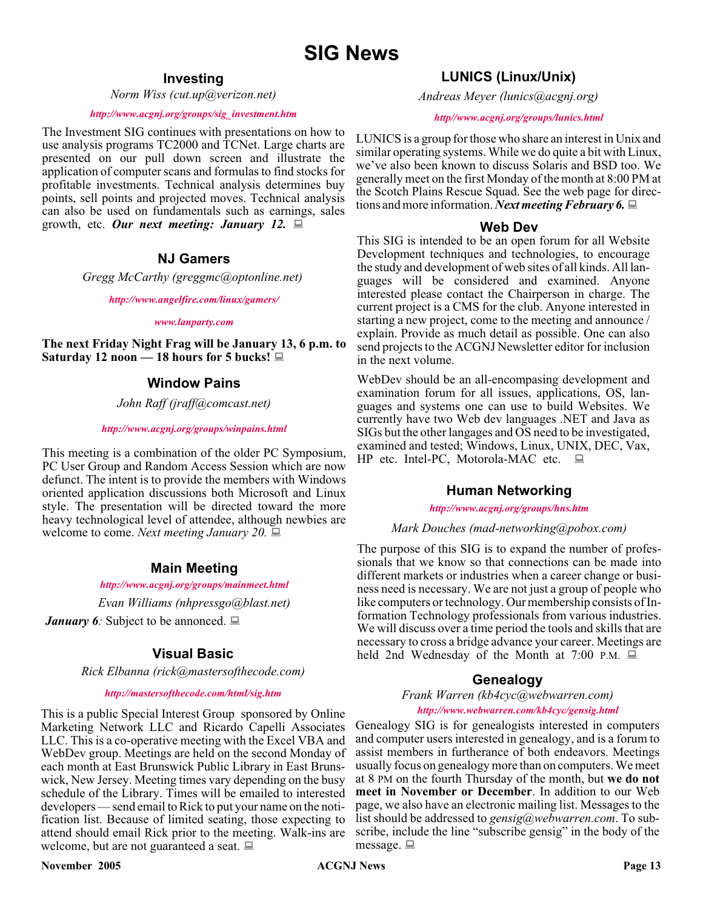# SIG News

## Investing

*Norm Wiss (cut.up@verizon.net)*

*http://www.acgnj.org/groups/sig_investment.htm*

The Investment SIG continues with presentations on how to use analysis programs TC2000 and TCNet. Large charts are presented on our pull down screen and illustrate the application of computer scans and formulas to find stocks for profitable investments. Technical analysis determines buy points, sell points and projected moves. Technical analysis can also be used on fundamentals such as earnings, sales growth, etc. ***Our next meeting: January 12.***

## NJ Gamers

*Gregg McCarthy (greggmc@optonline.net)*

*http://www.angelfire.com/linux/gamers/*

*www.lanparty.com*

**The next Friday Night Frag will be January 13, 6 p.m. to Saturday 12 noon — 18 hours for 5 bucks!**

## Window Pains

*John Raff (jraff@comcast.net)*

*http://www.acgnj.org/groups/winpains.html*

This meeting is a combination of the older PC Symposium, PC User Group and Random Access Session which are now defunct. The intent is to provide the members with Windows oriented application discussions both Microsoft and Linux style. The presentation will be directed toward the more heavy technological level of attendee, although newbies are welcome to come. *Next meeting January 20.*

## Main Meeting

*http://www.acgnj.org/groups/mainmeet.html*

*Evan Williams (nhpressgo@blast.net)*

***January 6**:* Subject to be annonced.

## Visual Basic

*Rick Elbanna (rick@mastersofthecode.com)*

*http://mastersofthecode.com/html/sig.htm*

This is a public Special Interest Group sponsored by Online Marketing Network LLC and Ricardo Capelli Associates LLC. This is a co-operative meeting with the Excel VBA and WebDev group. Meetings are held on the second Monday of each month at East Brunswick Public Library in East Brunswick, New Jersey. Meeting times vary depending on the busy schedule of the Library. Times will be emailed to interested developers — send email to Rick to put your name on the notification list. Because of limited seating, those expecting to attend should email Rick prior to the meeting. Walk-ins are welcome, but are not guaranteed a seat.

## LUNICS (Linux/Unix)

*Andreas Meyer (lunics@acgnj.org)*

*http//www.acgnj.org/groups/lunics.html*

LUNICS is a group for those who share an interest in Unix and similar operating systems. While we do quite a bit with Linux, we've also been known to discuss Solaris and BSD too. We generally meet on the first Monday of the month at 8:00 PM at the Scotch Plains Rescue Squad. See the web page for directions and more information. ***Next meeting February 6.***

## Web Dev

This SIG is intended to be an open forum for all Website Development techniques and technologies, to encourage the study and development of web sites of all kinds. All languages will be considered and examined. Anyone interested please contact the Chairperson in charge. The current project is a CMS for the club. Anyone interested in starting a new project, come to the meeting and announce / explain. Provide as much detail as possible. One can also send projects to the ACGNJ Newsletter editor for inclusion in the next volume.

WebDev should be an all-encompasing development and examination forum for all issues, applications, OS, languages and systems one can use to build Websites. We currently have two Web dev languages .NET and Java as SIGs but the other langages and OS need to be investigated, examined and tested; Windows, Linux, UNIX, DEC, Vax, HP etc. Intel-PC, Motorola-MAC etc.

## Human Networking

*http://www.acgnj.org/groups/hns.htm*

*Mark Douches (mad-networking@pobox.com)*

The purpose of this SIG is to expand the number of professionals that we know so that connections can be made into different markets or industries when a career change or business need is necessary. We are not just a group of people who like computers or technology. Our membership consists of Information Technology professionals from various industries. We will discuss over a time period the tools and skills that are necessary to cross a bridge advance your career. Meetings are held 2nd Wednesday of the Month at 7:00 P.M.

## Genealogy

*Frank Warren (kb4cyc@webwarren.com)*

*http://www.webwarren.com/kb4cyc/gensig.html*

Genealogy SIG is for genealogists interested in computers and computer users interested in genealogy, and is a forum to assist members in furtherance of both endeavors. Meetings usually focus on genealogy more than on computers. We meet at 8 PM on the fourth Thursday of the month, but **we do not meet in November or December**. In addition to our Web page, we also have an electronic mailing list. Messages to the list should be addressed to *gensig@webwarren.com*. To subscribe, include the line "subscribe gensig" in the body of the message.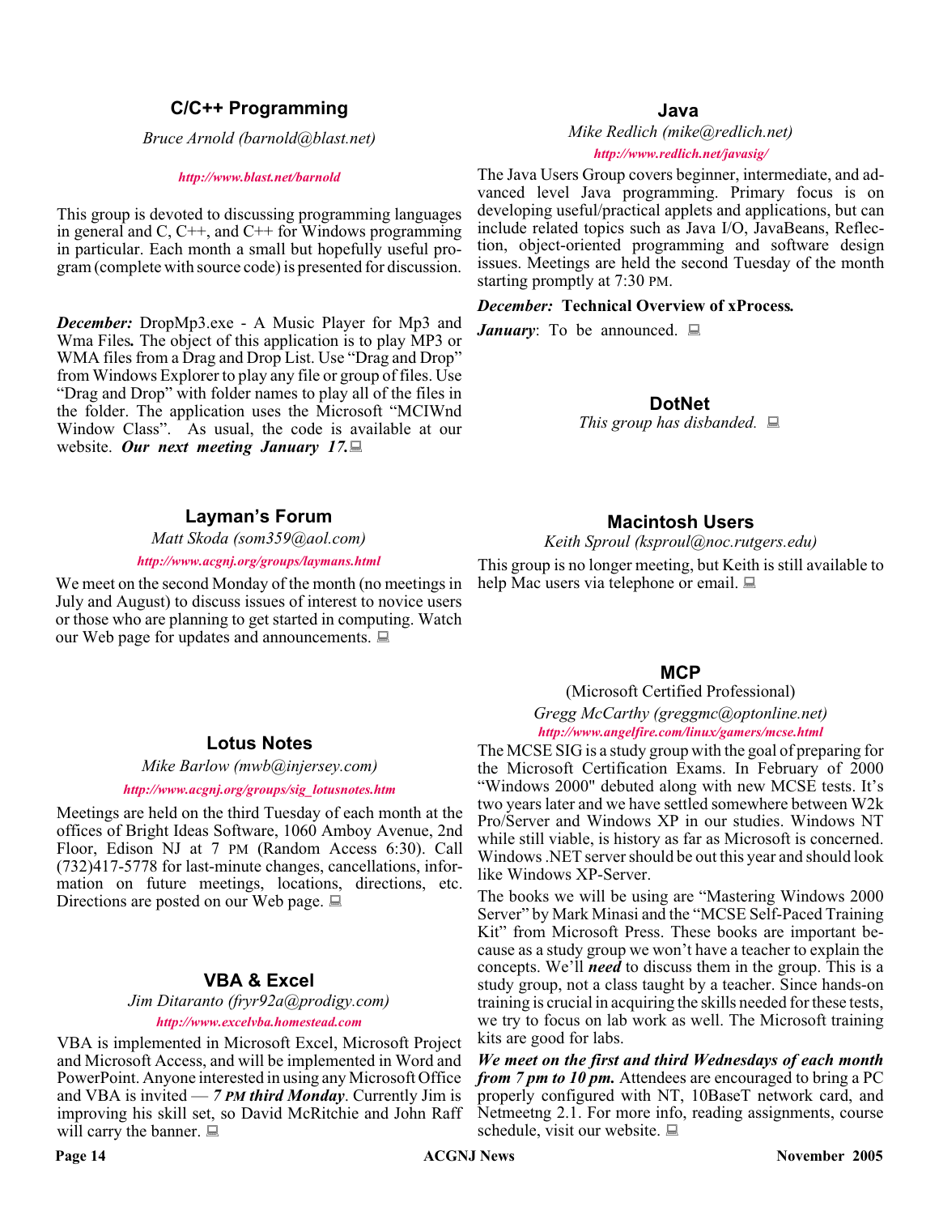## C/C++ Programming

*Bruce Arnold (barnold@blast.net)*

*http://www.blast.net/barnold*

This group is devoted to discussing programming languages in general and C, C++, and C++ for Windows programming in particular. Each month a small but hopefully useful program (complete with source code) is presented for discussion.

***December:*** DropMp3.exe - A Music Player for Mp3 and Wma Files**.** The object of this application is to play MP3 or WMA files from a Drag and Drop List. Use "Drag and Drop" from Windows Explorer to play any file or group of files. Use "Drag and Drop" with folder names to play all of the files in the folder. The application uses the Microsoft "MCIWnd Window Class". As usual, the code is available at our website. ***Our next meeting January 17.***

## Layman's Forum

*Matt Skoda (som359@aol.com)*

*http://www.acgnj.org/groups/laymans.html*

We meet on the second Monday of the month (no meetings in July and August) to discuss issues of interest to novice users or those who are planning to get started in computing. Watch our Web page for updates and announcements.

## Lotus Notes

*Mike Barlow (mwb@injersey.com)*

*http://www.acgnj.org/groups/sig_lotusnotes.htm*

Meetings are held on the third Tuesday of each month at the offices of Bright Ideas Software, 1060 Amboy Avenue, 2nd Floor, Edison NJ at 7 PM (Random Access 6:30). Call (732)417-5778 for last-minute changes, cancellations, information on future meetings, locations, directions, etc. Directions are posted on our Web page.

## VBA & Excel

*Jim Ditaranto (fryr92a@prodigy.com)*

*http://www.excelvba.homestead.com*

VBA is implemented in Microsoft Excel, Microsoft Project and Microsoft Access, and will be implemented in Word and PowerPoint. Anyone interested in using any Microsoft Office and VBA is invited — ***7 PM third Monday***. Currently Jim is improving his skill set, so David McRitchie and John Raff will carry the banner.

## Java

*Mike Redlich (mike@redlich.net)*

*http://www.redlich.net/javasig/*

The Java Users Group covers beginner, intermediate, and advanced level Java programming. Primary focus is on developing useful/practical applets and applications, but can include related topics such as Java I/O, JavaBeans, Reflection, object-oriented programming and software design issues. Meetings are held the second Tuesday of the month starting promptly at 7:30 PM.

***December:* Technical Overview of xProcess.**

***January***: To be announced.

## DotNet

*This group has disbanded.*

## Macintosh Users

*Keith Sproul (ksproul@noc.rutgers.edu)*

This group is no longer meeting, but Keith is still available to help Mac users via telephone or email.

## MCP

(Microsoft Certified Professional)

*Gregg McCarthy (greggmc@optonline.net)*

*http://www.angelfire.com/linux/gamers/mcse.html*

The MCSE SIG is a study group with the goal of preparing for the Microsoft Certification Exams. In February of 2000 "Windows 2000" debuted along with new MCSE tests. It's two years later and we have settled somewhere between W2k Pro/Server and Windows XP in our studies. Windows NT while still viable, is history as far as Microsoft is concerned. Windows .NET server should be out this year and should look like Windows XP-Server.

The books we will be using are "Mastering Windows 2000 Server" by Mark Minasi and the "MCSE Self-Paced Training Kit" from Microsoft Press. These books are important because as a study group we won't have a teacher to explain the concepts. We'll ***need*** to discuss them in the group. This is a study group, not a class taught by a teacher. Since hands-on training is crucial in acquiring the skills needed for these tests, we try to focus on lab work as well. The Microsoft training kits are good for labs.

***We meet on the first and third Wednesdays of each month from 7 pm to 10 pm.*** Attendees are encouraged to bring a PC properly configured with NT, 10BaseT network card, and Netmeetng 2.1. For more info, reading assignments, course schedule, visit our website.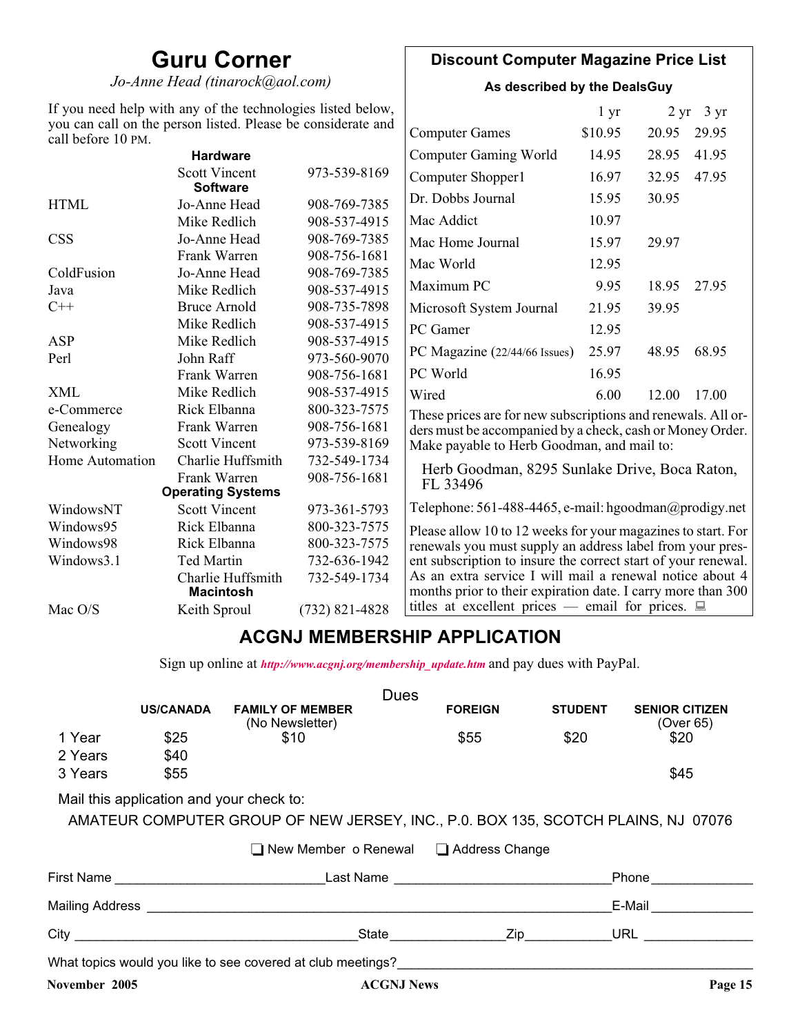# Guru Corner

*Jo-Anne Head (tinarock@aol.com)*

If you need help with any of the technologies listed below, you can call on the person listed. Please be considerate and call before 10 PM.

| | | |
|---|---|---|
| **Hardware** | | |
| | Scott Vincent | 973-539-8169 |
| **Software** | | |
| HTML | Jo-Anne Head | 908-769-7385 |
| | Mike Redlich | 908-537-4915 |
| CSS | Jo-Anne Head | 908-769-7385 |
| | Frank Warren | 908-756-1681 |
| ColdFusion | Jo-Anne Head | 908-769-7385 |
| Java | Mike Redlich | 908-537-4915 |
| C++ | Bruce Arnold | 908-735-7898 |
| | Mike Redlich | 908-537-4915 |
| ASP | Mike Redlich | 908-537-4915 |
| Perl | John Raff | 973-560-9070 |
| | Frank Warren | 908-756-1681 |
| XML | Mike Redlich | 908-537-4915 |
| e-Commerce | Rick Elbanna | 800-323-7575 |
| Genealogy | Frank Warren | 908-756-1681 |
| Networking | Scott Vincent | 973-539-8169 |
| Home Automation | Charlie Huffsmith | 732-549-1734 |
| | Frank Warren | 908-756-1681 |
| **Operating Systems** | | |
| WindowsNT | Scott Vincent | 973-361-5793 |
| Windows95 | Rick Elbanna | 800-323-7575 |
| Windows98 | Rick Elbanna | 800-323-7575 |
| Windows3.1 | Ted Martin | 732-636-1942 |
| | Charlie Huffsmith | 732-549-1734 |
| **Macintosh** | | |
| Mac O/S | Keith Sproul | (732) 821-4828 |

## Discount Computer Magazine Price List

**As described by the DealsGuy**

| | 1 yr | 2 yr | 3 yr |
|---|---|---|---|
| Computer Games | $10.95 | 20.95 | 29.95 |
| Computer Gaming World | 14.95 | 28.95 | 41.95 |
| Computer Shopper1 | 16.97 | 32.95 | 47.95 |
| Dr. Dobbs Journal | 15.95 | 30.95 | |
| Mac Addict | 10.97 | | |
| Mac Home Journal | 15.97 | 29.97 | |
| Mac World | 12.95 | | |
| Maximum PC | 9.95 | 18.95 | 27.95 |
| Microsoft System Journal | 21.95 | 39.95 | |
| PC Gamer | 12.95 | | |
| PC Magazine (22/44/66 Issues) | 25.97 | 48.95 | 68.95 |
| PC World | 16.95 | | |
| Wired | 6.00 | 12.00 | 17.00 |

These prices are for new subscriptions and renewals. All orders must be accompanied by a check, cash or Money Order. Make payable to Herb Goodman, and mail to:

Herb Goodman, 8295 Sunlake Drive, Boca Raton, FL 33496

Telephone: 561-488-4465, e-mail: hgoodman@prodigy.net

Please allow 10 to 12 weeks for your magazines to start. For renewals you must supply an address label from your present subscription to insure the correct start of your renewal. As an extra service I will mail a renewal notice about 4 months prior to their expiration date. I carry more than 300 titles at excellent prices — email for prices.

# ACGNJ MEMBERSHIP APPLICATION

Sign up online at *http://www.acgnj.org/membership_update.htm* and pay dues with PayPal.

**Dues**

| | US/CANADA | FAMILY OF MEMBER (No Newsletter) | FOREIGN | STUDENT | SENIOR CITIZEN (Over 65) |
|---|---|---|---|---|---|
| 1 Year | $25 | $10 | $55 | $20 | $20 |
| 2 Years | $40 | | | | |
| 3 Years | $55 | | | | $45 |

Mail this application and your check to:

AMATEUR COMPUTER GROUP OF NEW JERSEY, INC., P.0. BOX 135, SCOTCH PLAINS, NJ 07076

❑ New Member o Renewal ❑ Address Change

First Name ____________________ Last Name ____________________ Phone ____________

Mailing Address ________________________________________ E-Mail ____________

City ____________________ State __________ Zip __________ URL ____________

What topics would you like to see covered at club meetings? ________________________________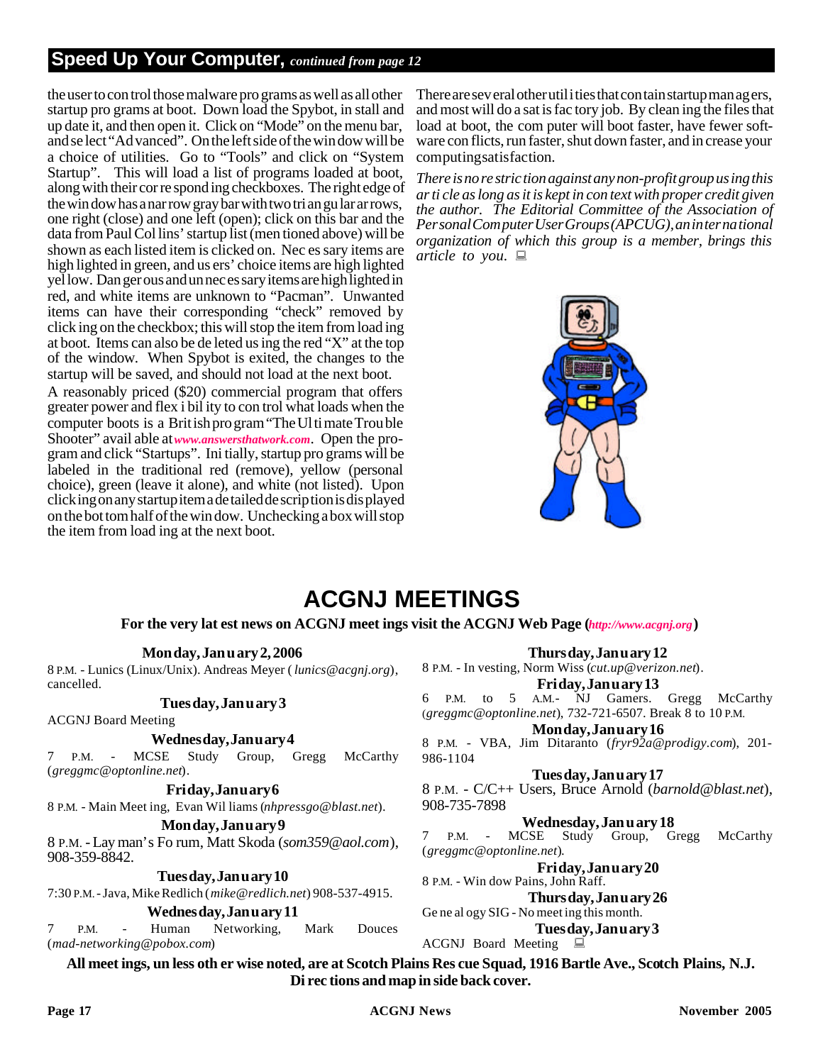## Speed Up Your Computer, *continued from page 12*

the user to control those malware programs as well as all other startup programs at boot. Download the Spybot, install and update it, and then open it. Click on "Mode" on the menu bar, and select "Advanced". On the left side of the window will be a choice of utilities. Go to "Tools" and click on "System Startup". This will load a list of programs loaded at boot, along with their corresponding checkboxes. The right edge of the window has a narrow gray bar with two triangular arrows, one right (close) and one left (open); click on this bar and the data from Paul Collins' startup list (mentioned above) will be shown as each listed item is clicked on. Necessary items are highlighted in green, and users' choice items are highlighted yellow. Dangerous and unnecessary items are highlighted in red, and white items are unknown to "Pacman". Unwanted items can have their corresponding "check" removed by clicking on the checkbox; this will stop the item from loading at boot. Items can also be deleted using the red "X" at the top of the window. When Spybot is exited, the changes to the startup will be saved, and should not load at the next boot.

A reasonably priced ($20) commercial program that offers greater power and flexibility to control what loads when the computer boots is a British program "The Ultimate Trouble Shooter" available at *www.answersthatwork.com*. Open the program and click "Startups". Initially, startup programs will be labeled in the traditional red (remove), yellow (personal choice), green (leave it alone), and white (not listed). Upon clicking on any startup item a detailed description is displayed on the bottom half of the window. Unchecking a box will stop the item from loading at the next boot.

There are several other utilities that contain startup managers, and most will do a satisfactory job. By cleaning the files that load at boot, the computer will boot faster, have fewer software conflicts, run faster, shut down faster, and increase your computing satisfaction.

*There is no restriction against any non-profit group using this article as long as it is kept in context with proper credit given the author. The Editorial Committee of the Association of Personal Computer User Groups (APCUG), an international organization of which this group is a member, brings this article to you.*

# ACGNJ MEETINGS

**For the very latest news on ACGNJ meetings visit the ACGNJ Web Page (*http://www.acgnj.org*)**

**Monday, January 2, 2006**

8 P.M. - Lunics (Linux/Unix). Andreas Meyer (*lunics@acgnj.org*), cancelled.

**Tuesday, January 3**

ACGNJ Board Meeting

**Wednesday, January 4**

7 P.M. - MCSE Study Group, Gregg McCarthy (*greggmc@optonline.net*).

**Friday, January 6**

8 P.M. - Main Meeting, Evan Williams (*nhpressgo@blast.net*).

**Monday, January 9**

8 P.M. - Layman's Forum, Matt Skoda (*som359@aol.com*), 908-359-8842.

**Tuesday, January 10**

7:30 P.M. - Java, Mike Redlich (*mike@redlich.net*) 908-537-4915.

**Wednesday, January 11**

7 P.M. - Human Networking, Mark Douces (*mad-networking@pobox.com*)

**Thursday, January 12**

8 P.M. - Investing, Norm Wiss (*cut.up@verizon.net*).

**Friday, January 13**

6 P.M. to 5 A.M.- NJ Gamers. Gregg McCarthy (*greggmc@optonline.net*), 732-721-6507. Break 8 to 10 P.M.

**Monday, January 16**

8 P.M. - VBA, Jim Ditaranto (*fryr92a@prodigy.com*), 201-986-1104

**Tuesday, January 17**

8 P.M. - C/C++ Users, Bruce Arnold (*barnold@blast.net*), 908-735-7898

**Wednesday, January 18**

7 P.M. - MCSE Study Group, Gregg McCarthy (*greggmc@optonline.net*).

**Friday, January 20**

8 P.M. - Window Pains, John Raff.

**Thursday, January 26**

Genealogy SIG - No meeting this month.

**Tuesday, January 3**

ACGNJ Board Meeting

**All meetings, unless otherwise noted, are at Scotch Plains Rescue Squad, 1916 Bartle Ave., Scotch Plains, N.J. Directions and map inside back cover.**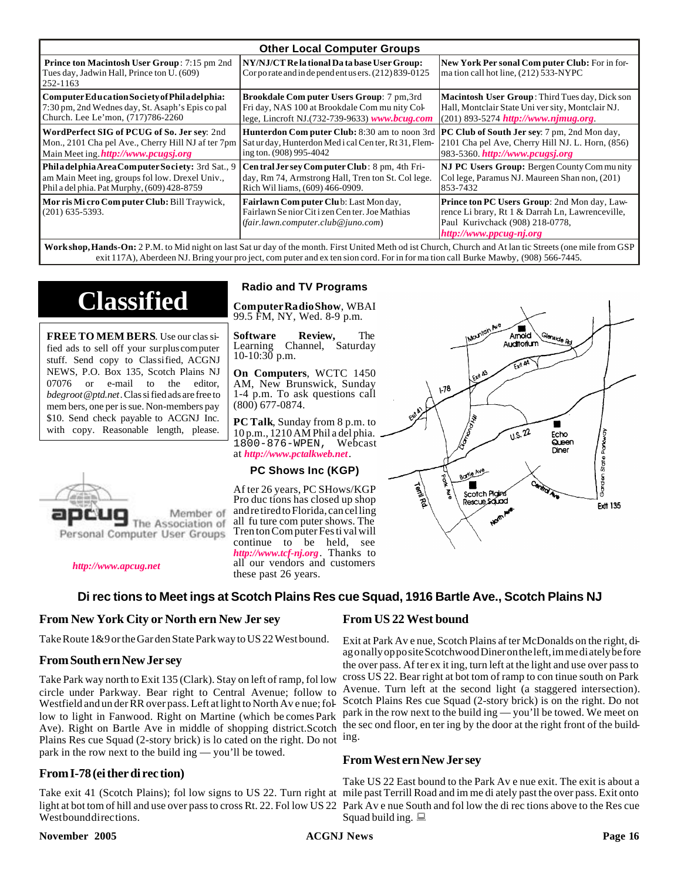## Other Local Computer Groups

| | | |
|---|---|---|
| **Princeton Macintosh User Group**: 7:15 pm 2nd Tuesday, Jadwin Hall, Princeton U. (609) 252-1163 | **NY/NJ/CT Relational Database User Group:** Corporate and independent users. (212) 839-0125 | **New York Personal Computer Club:** For information call hot line, (212) 533-NYPC |
| **Computer Education Society of Philadelphia:** 7:30 pm, 2nd Wednesday, St. Asaph's Episcopal Church. Lee Le'mon, (717)786-2260 | **Brookdale Computer Users Group**: 7 pm, 3rd Friday, NAS 100 at Brookdale Community College, Lincroft NJ. (732-739-9633) ***www.bcug.com*** | **Macintosh User Group**: Third Tuesday, Dickson Hall, Montclair State University, Montclair NJ. (201) 893-5274 ***http://www.njmug.org***. |
| **WordPerfect SIG of PCUG of So. Jersey**: 2nd Mon., 2101 Chapel Ave., Cherry Hill NJ after 7pm Main Meeting. ***http://www.pcugsj.org*** | **Hunterdon Computer Club:** 8:30 am to noon 3rd Saturday, Hunterdon Medical Center, Rt 31, Flemington. (908) 995-4042 | **PC Club of South Jersey**: 7 pm, 2nd Mon day, 2101 Chapel Ave, Cherry Hill NJ. L. Horn, (856) 983-5360. ***http://www.pcugsj.org*** |
| **Philadelphia Area Computer Society:** 3rd Sat., 9 am Main Meeting, groups follow. Drexel Univ., Philadelphia. Pat Murphy, (609) 428-8759 | **Central Jersey Computer Club**: 8 pm, 4th Friday, Rm 74, Armstrong Hall, Trenton St. College. Rich Williams, (609) 466-0909. | **NJ PC Users Group:** Bergen County Community College, Paramus NJ. Maureen Shannon, (201) 853-7432 |
| **Morris Micro Computer Club:** Bill Traywick, (201) 635-5393. | **Fairlawn Computer Club**: Last Mon day, Fairlawn Senior Citizen Center. Joe Mathias (*fair.lawn.computer.club@juno.com*) | **Princeton PC Users Group**: 2nd Monday, Lawrence Library, Rt 1 & Darrah Ln, Lawrenceville, Paul Kurivchack (908) 218-0778, ***http://www.ppcug-nj.org*** |

**Workshop, Hands-On:** 2 P.M. to Midnight on last Saturday of the month. First United Methodist Church, Church and Atlantic Streets (one mile from GSP exit 117A), Aberdeen NJ. Bring your project, computer and extension cord. For information call Burke Mawby, (908) 566-7445.

# Classified

**FREE TO MEMBERS**. Use our classified ads to sell off your surplus computer stuff. Send copy to Classified, ACGNJ NEWS, P.O. Box 135, Scotch Plains NJ 07076 or e-mail to the editor, *bdegroot@ptd.net*. Classified ads are free to members, one per issue. Non-members pay $10. Send check payable to ACGNJ Inc. with copy. Reasonable length, please.

Member of The Association of Personal Computer User Groups

***http://www.apcug.net***

### Radio and TV Programs

**Computer Radio Show**, WBAI 99.5 FM, NY, Wed. 8-9 p.m.

**Software Review,** The Learning Channel, Saturday 10-10:30 p.m.

**On Computers**, WCTC 1450 AM, New Brunswick, Sunday 1-4 p.m. To ask questions call (800) 677-0874.

**PC Talk**, Sunday from 8 p.m. to 10 p.m., 1210 AM Philadelphia. 1800-876-WPEN, Webcast at ***http://www.pctalkweb.net***.

### PC Shows Inc (KGP)

After 26 years, PC SHows/KGP Productions has closed up shop and retired to Florida, cancelling all future computer shows. The Trenton Computer Festival will continue to be held, see ***http://www.tcf-nj.org***. Thanks to all our vendors and customers these past 26 years.

Mountain Ave
Arnold Auditorium
Glenside Rd
Exit 44
Exit 43
I-78
Exit 41
Diamond Hill
U.S. 22
Echo Queen Diner
Garden State Parkway
Bartle Ave
Park Ave
Terrill Rd.
Scotch Plains Rescue Squad
Central Ave
North Ave.
Exit 135

## Directions to Meetings at Scotch Plains Rescue Squad, 1916 Bartle Ave., Scotch Plains NJ

### From New York City or Northern New Jersey

Take Route 1&9 or the Garden State Parkway to US 22 Westbound.

### From Southern New Jersey

Take Parkway north to Exit 135 (Clark). Stay on left of ramp, follow circle under Parkway. Bear right to Central Avenue; follow to Westfield and under RR overpass. Left at light to North Ave nue; follow to light in Fanwood. Right on Martine (which becomes Park Ave). Right on Bartle Ave in middle of shopping district.Scotch Plains Rescue Squad (2-story brick) is located on the right. Do not park in the row next to the building — you'll be towed.

### From I-78 (either direction)

Take exit 41 (Scotch Plains); follow signs to US 22. Turn right at light at bottom of hill and use overpass to cross Rt. 22. Follow US 22 Westbound directions.

### From US 22 Westbound

Exit at Park Avenue, Scotch Plains after McDonalds on the right, diagonally opposite Scotchwood Diner on the left, immediately before the overpass. After exiting, turn left at the light and use overpass to cross US 22. Bear right at bottom of ramp to continue south on Park Avenue. Turn left at the second light (a staggered intersection). Scotch Plains Rescue Squad (2-story brick) is on the right. Do not park in the row next to the building — you'll be towed. We meet on the second floor, entering by the door at the right front of the building.

### From Western New Jersey

Take US 22 Eastbound to the Park Avenue exit. The exit is about a mile past Terrill Road and immediately past the overpass. Exit onto Park Avenue South and follow the directions above to the Rescue Squad building.